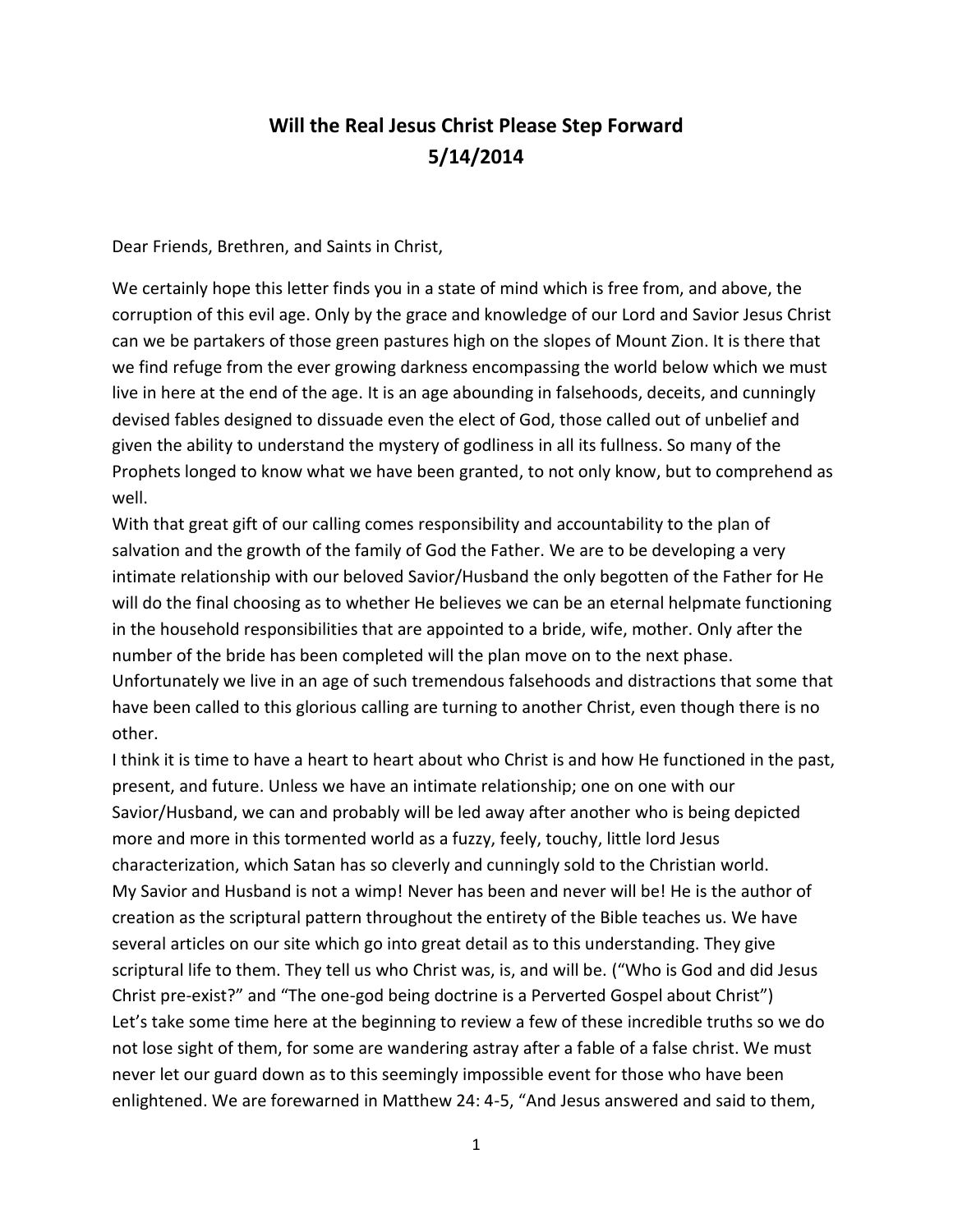# Will the Real Jesus Christ Please Step Forward
## 5/14/2014

Dear Friends, Brethren, and Saints in Christ,

We certainly hope this letter finds you in a state of mind which is free from, and above, the corruption of this evil age. Only by the grace and knowledge of our Lord and Savior Jesus Christ can we be partakers of those green pastures high on the slopes of Mount Zion. It is there that we find refuge from the ever growing darkness encompassing the world below which we must live in here at the end of the age. It is an age abounding in falsehoods, deceits, and cunningly devised fables designed to dissuade even the elect of God, those called out of unbelief and given the ability to understand the mystery of godliness in all its fullness. So many of the Prophets longed to know what we have been granted, to not only know, but to comprehend as well.

With that great gift of our calling comes responsibility and accountability to the plan of salvation and the growth of the family of God the Father. We are to be developing a very intimate relationship with our beloved Savior/Husband the only begotten of the Father for He will do the final choosing as to whether He believes we can be an eternal helpmate functioning in the household responsibilities that are appointed to a bride, wife, mother. Only after the number of the bride has been completed will the plan move on to the next phase. Unfortunately we live in an age of such tremendous falsehoods and distractions that some that have been called to this glorious calling are turning to another Christ, even though there is no other.

I think it is time to have a heart to heart about who Christ is and how He functioned in the past, present, and future. Unless we have an intimate relationship; one on one with our Savior/Husband, we can and probably will be led away after another who is being depicted more and more in this tormented world as a fuzzy, feely, touchy, little lord Jesus characterization, which Satan has so cleverly and cunningly sold to the Christian world.

My Savior and Husband is not a wimp! Never has been and never will be! He is the author of creation as the scriptural pattern throughout the entirety of the Bible teaches us. We have several articles on our site which go into great detail as to this understanding. They give scriptural life to them. They tell us who Christ was, is, and will be. ("Who is God and did Jesus Christ pre-exist?" and "The one-god being doctrine is a Perverted Gospel about Christ")

Let's take some time here at the beginning to review a few of these incredible truths so we do not lose sight of them, for some are wandering astray after a fable of a false christ. We must never let our guard down as to this seemingly impossible event for those who have been enlightened. We are forewarned in Matthew 24: 4-5, "And Jesus answered and said to them,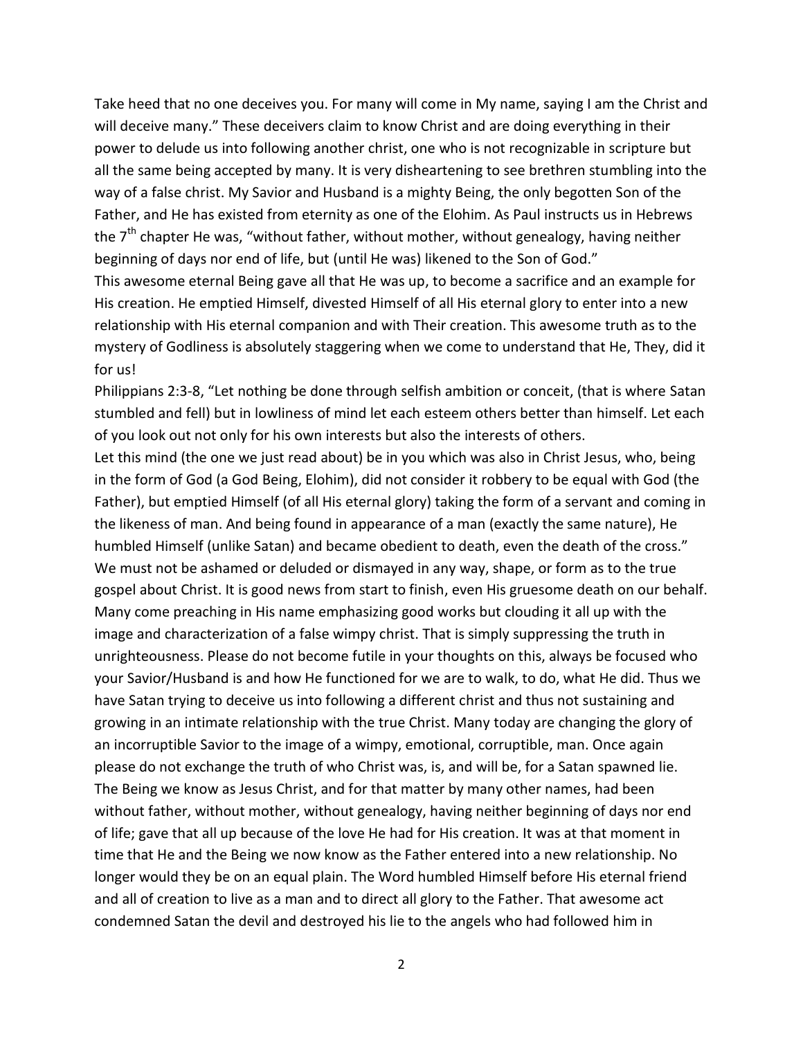Take heed that no one deceives you. For many will come in My name, saying I am the Christ and will deceive many." These deceivers claim to know Christ and are doing everything in their power to delude us into following another christ, one who is not recognizable in scripture but all the same being accepted by many. It is very disheartening to see brethren stumbling into the way of a false christ. My Savior and Husband is a mighty Being, the only begotten Son of the Father, and He has existed from eternity as one of the Elohim. As Paul instructs us in Hebrews the 7th chapter He was, "without father, without mother, without genealogy, having neither beginning of days nor end of life, but (until He was) likened to the Son of God."

This awesome eternal Being gave all that He was up, to become a sacrifice and an example for His creation. He emptied Himself, divested Himself of all His eternal glory to enter into a new relationship with His eternal companion and with Their creation. This awesome truth as to the mystery of Godliness is absolutely staggering when we come to understand that He, They, did it for us!

Philippians 2:3-8, "Let nothing be done through selfish ambition or conceit, (that is where Satan stumbled and fell) but in lowliness of mind let each esteem others better than himself. Let each of you look out not only for his own interests but also the interests of others.

Let this mind (the one we just read about) be in you which was also in Christ Jesus, who, being in the form of God (a God Being, Elohim), did not consider it robbery to be equal with God (the Father), but emptied Himself (of all His eternal glory) taking the form of a servant and coming in the likeness of man. And being found in appearance of a man (exactly the same nature), He humbled Himself (unlike Satan) and became obedient to death, even the death of the cross."

We must not be ashamed or deluded or dismayed in any way, shape, or form as to the true gospel about Christ. It is good news from start to finish, even His gruesome death on our behalf. Many come preaching in His name emphasizing good works but clouding it all up with the image and characterization of a false wimpy christ. That is simply suppressing the truth in unrighteousness. Please do not become futile in your thoughts on this, always be focused who your Savior/Husband is and how He functioned for we are to walk, to do, what He did. Thus we have Satan trying to deceive us into following a different christ and thus not sustaining and growing in an intimate relationship with the true Christ. Many today are changing the glory of an incorruptible Savior to the image of a wimpy, emotional, corruptible, man. Once again please do not exchange the truth of who Christ was, is, and will be, for a Satan spawned lie. The Being we know as Jesus Christ, and for that matter by many other names, had been without father, without mother, without genealogy, having neither beginning of days nor end of life; gave that all up because of the love He had for His creation. It was at that moment in time that He and the Being we now know as the Father entered into a new relationship. No longer would they be on an equal plain. The Word humbled Himself before His eternal friend and all of creation to live as a man and to direct all glory to the Father. That awesome act condemned Satan the devil and destroyed his lie to the angels who had followed him in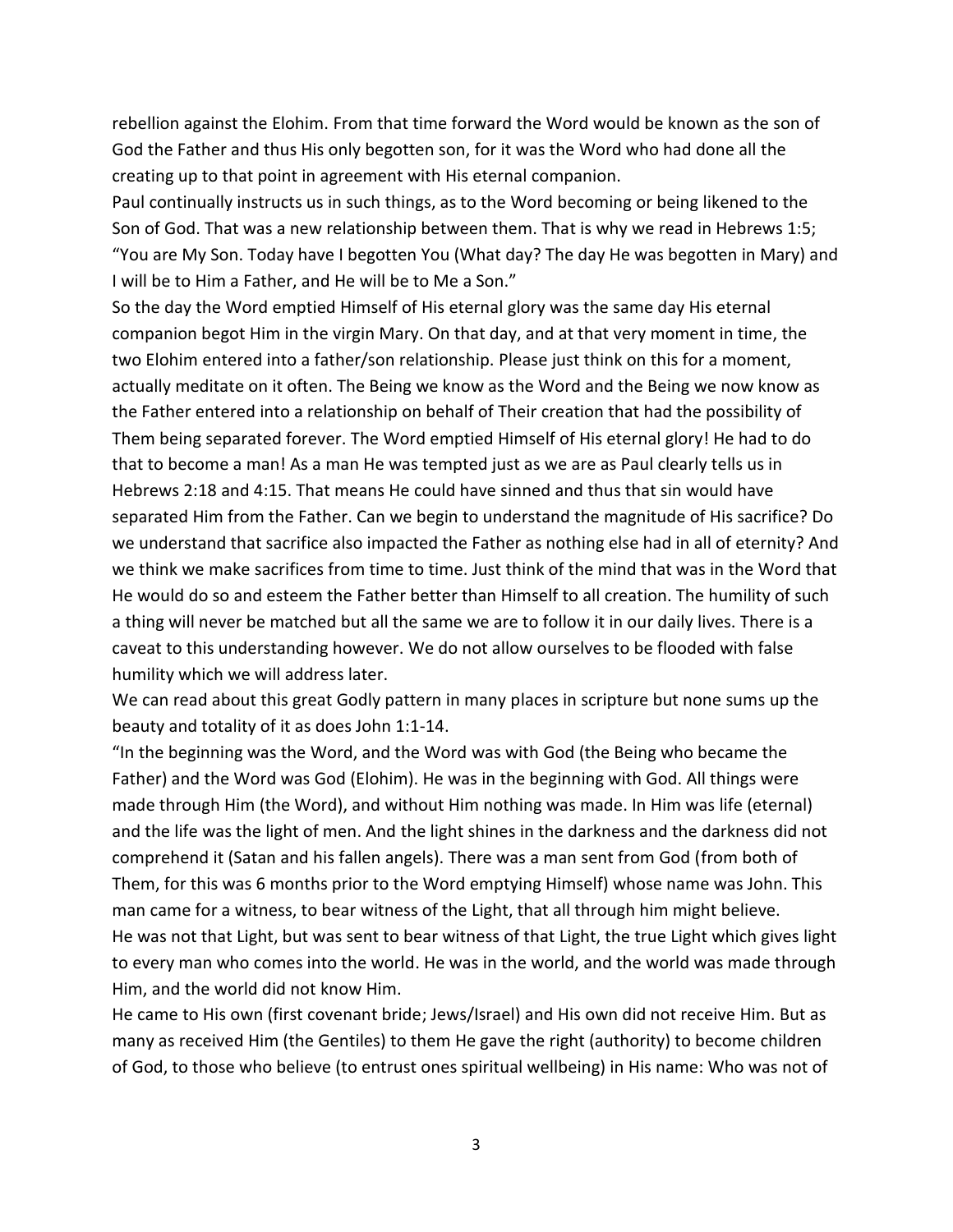rebellion against the Elohim. From that time forward the Word would be known as the son of God the Father and thus His only begotten son, for it was the Word who had done all the creating up to that point in agreement with His eternal companion.

Paul continually instructs us in such things, as to the Word becoming or being likened to the Son of God. That was a new relationship between them. That is why we read in Hebrews 1:5; "You are My Son. Today have I begotten You (What day? The day He was begotten in Mary) and I will be to Him a Father, and He will be to Me a Son."

So the day the Word emptied Himself of His eternal glory was the same day His eternal companion begot Him in the virgin Mary. On that day, and at that very moment in time, the two Elohim entered into a father/son relationship. Please just think on this for a moment, actually meditate on it often. The Being we know as the Word and the Being we now know as the Father entered into a relationship on behalf of Their creation that had the possibility of Them being separated forever. The Word emptied Himself of His eternal glory! He had to do that to become a man! As a man He was tempted just as we are as Paul clearly tells us in Hebrews 2:18 and 4:15. That means He could have sinned and thus that sin would have separated Him from the Father. Can we begin to understand the magnitude of His sacrifice? Do we understand that sacrifice also impacted the Father as nothing else had in all of eternity? And we think we make sacrifices from time to time. Just think of the mind that was in the Word that He would do so and esteem the Father better than Himself to all creation. The humility of such a thing will never be matched but all the same we are to follow it in our daily lives. There is a caveat to this understanding however. We do not allow ourselves to be flooded with false humility which we will address later.

We can read about this great Godly pattern in many places in scripture but none sums up the beauty and totality of it as does John 1:1-14.

"In the beginning was the Word, and the Word was with God (the Being who became the Father) and the Word was God (Elohim). He was in the beginning with God. All things were made through Him (the Word), and without Him nothing was made. In Him was life (eternal) and the life was the light of men. And the light shines in the darkness and the darkness did not comprehend it (Satan and his fallen angels). There was a man sent from God (from both of Them, for this was 6 months prior to the Word emptying Himself) whose name was John. This man came for a witness, to bear witness of the Light, that all through him might believe.

He was not that Light, but was sent to bear witness of that Light, the true Light which gives light to every man who comes into the world. He was in the world, and the world was made through Him, and the world did not know Him.

He came to His own (first covenant bride; Jews/Israel) and His own did not receive Him. But as many as received Him (the Gentiles) to them He gave the right (authority) to become children of God, to those who believe (to entrust ones spiritual wellbeing) in His name: Who was not of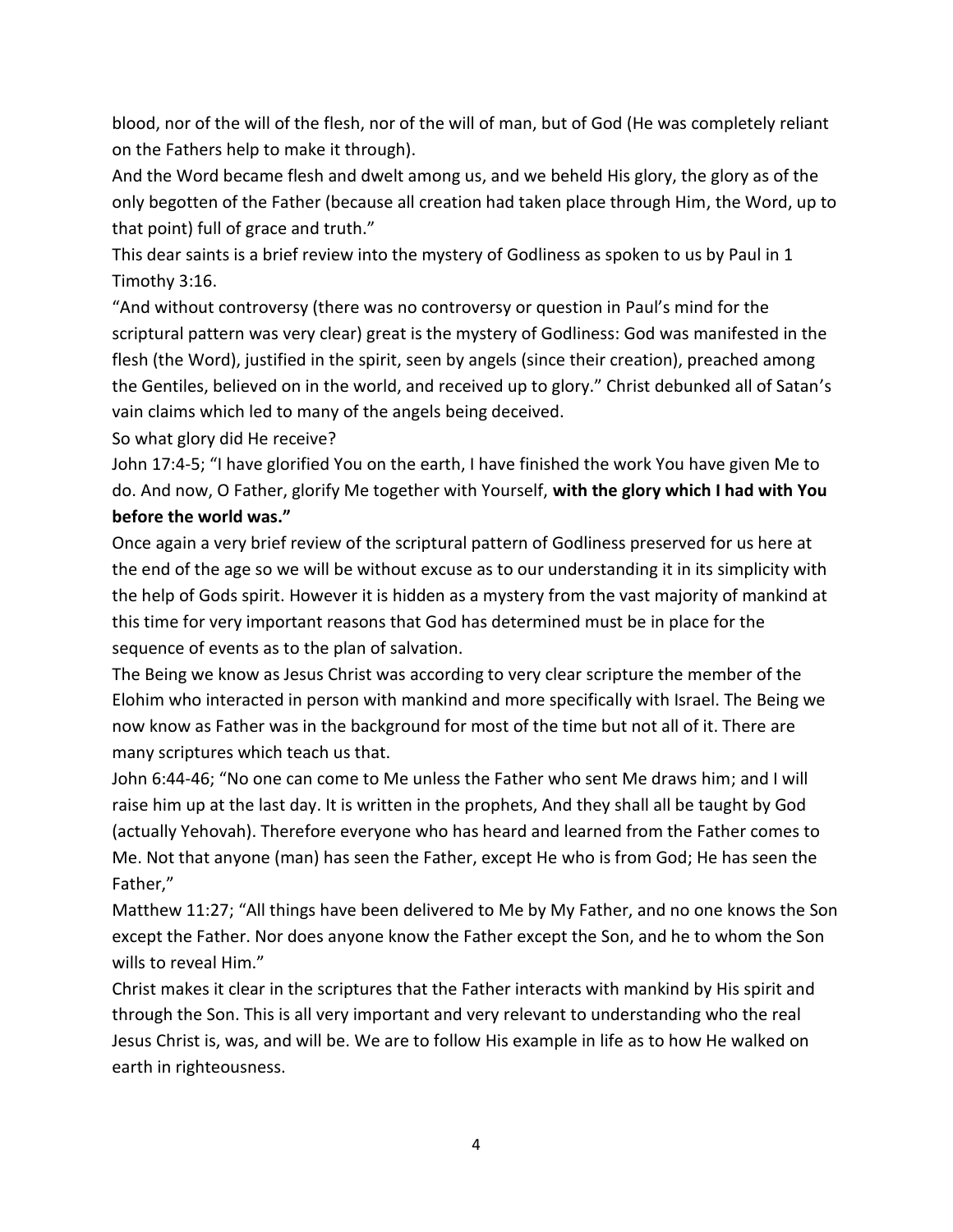blood, nor of the will of the flesh, nor of the will of man, but of God (He was completely reliant on the Fathers help to make it through).

And the Word became flesh and dwelt among us, and we beheld His glory, the glory as of the only begotten of the Father (because all creation had taken place through Him, the Word, up to that point) full of grace and truth."

This dear saints is a brief review into the mystery of Godliness as spoken to us by Paul in 1 Timothy 3:16.

"And without controversy (there was no controversy or question in Paul's mind for the scriptural pattern was very clear) great is the mystery of Godliness: God was manifested in the flesh (the Word), justified in the spirit, seen by angels (since their creation), preached among the Gentiles, believed on in the world, and received up to glory." Christ debunked all of Satan's vain claims which led to many of the angels being deceived.

So what glory did He receive?

John 17:4-5; "I have glorified You on the earth, I have finished the work You have given Me to do. And now, O Father, glorify Me together with Yourself, **with the glory which I had with You before the world was."**

Once again a very brief review of the scriptural pattern of Godliness preserved for us here at the end of the age so we will be without excuse as to our understanding it in its simplicity with the help of Gods spirit. However it is hidden as a mystery from the vast majority of mankind at this time for very important reasons that God has determined must be in place for the sequence of events as to the plan of salvation.

The Being we know as Jesus Christ was according to very clear scripture the member of the Elohim who interacted in person with mankind and more specifically with Israel. The Being we now know as Father was in the background for most of the time but not all of it. There are many scriptures which teach us that.

John 6:44-46; "No one can come to Me unless the Father who sent Me draws him; and I will raise him up at the last day. It is written in the prophets, And they shall all be taught by God (actually Yehovah). Therefore everyone who has heard and learned from the Father comes to Me. Not that anyone (man) has seen the Father, except He who is from God; He has seen the Father,"

Matthew 11:27; "All things have been delivered to Me by My Father, and no one knows the Son except the Father. Nor does anyone know the Father except the Son, and he to whom the Son wills to reveal Him."

Christ makes it clear in the scriptures that the Father interacts with mankind by His spirit and through the Son. This is all very important and very relevant to understanding who the real Jesus Christ is, was, and will be. We are to follow His example in life as to how He walked on earth in righteousness.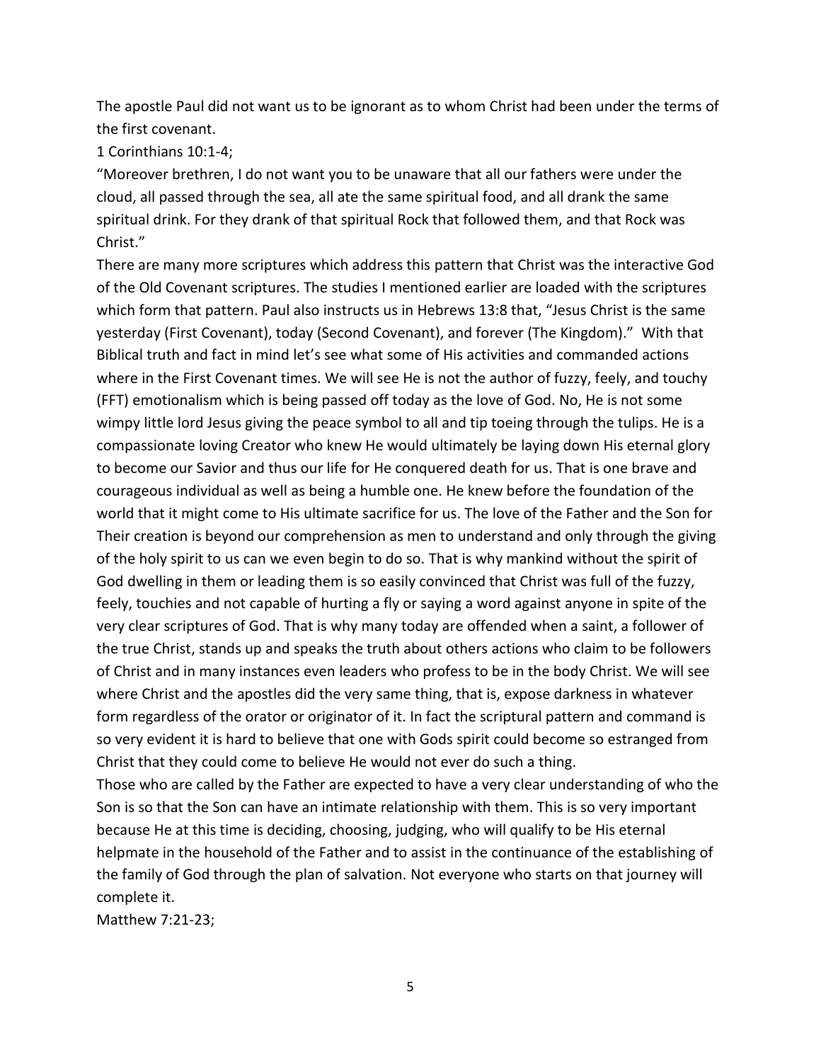The apostle Paul did not want us to be ignorant as to whom Christ had been under the terms of the first covenant.

1 Corinthians 10:1-4;

"Moreover brethren, I do not want you to be unaware that all our fathers were under the cloud, all passed through the sea, all ate the same spiritual food, and all drank the same spiritual drink. For they drank of that spiritual Rock that followed them, and that Rock was Christ."

There are many more scriptures which address this pattern that Christ was the interactive God of the Old Covenant scriptures. The studies I mentioned earlier are loaded with the scriptures which form that pattern. Paul also instructs us in Hebrews 13:8 that, "Jesus Christ is the same yesterday (First Covenant), today (Second Covenant), and forever (The Kingdom)." With that Biblical truth and fact in mind let's see what some of His activities and commanded actions where in the First Covenant times. We will see He is not the author of fuzzy, feely, and touchy (FFT) emotionalism which is being passed off today as the love of God. No, He is not some wimpy little lord Jesus giving the peace symbol to all and tip toeing through the tulips. He is a compassionate loving Creator who knew He would ultimately be laying down His eternal glory to become our Savior and thus our life for He conquered death for us. That is one brave and courageous individual as well as being a humble one. He knew before the foundation of the world that it might come to His ultimate sacrifice for us. The love of the Father and the Son for Their creation is beyond our comprehension as men to understand and only through the giving of the holy spirit to us can we even begin to do so. That is why mankind without the spirit of God dwelling in them or leading them is so easily convinced that Christ was full of the fuzzy, feely, touchies and not capable of hurting a fly or saying a word against anyone in spite of the very clear scriptures of God. That is why many today are offended when a saint, a follower of the true Christ, stands up and speaks the truth about others actions who claim to be followers of Christ and in many instances even leaders who profess to be in the body Christ. We will see where Christ and the apostles did the very same thing, that is, expose darkness in whatever form regardless of the orator or originator of it. In fact the scriptural pattern and command is so very evident it is hard to believe that one with Gods spirit could become so estranged from Christ that they could come to believe He would not ever do such a thing.

Those who are called by the Father are expected to have a very clear understanding of who the Son is so that the Son can have an intimate relationship with them. This is so very important because He at this time is deciding, choosing, judging, who will qualify to be His eternal helpmate in the household of the Father and to assist in the continuance of the establishing of the family of God through the plan of salvation. Not everyone who starts on that journey will complete it.

Matthew 7:21-23;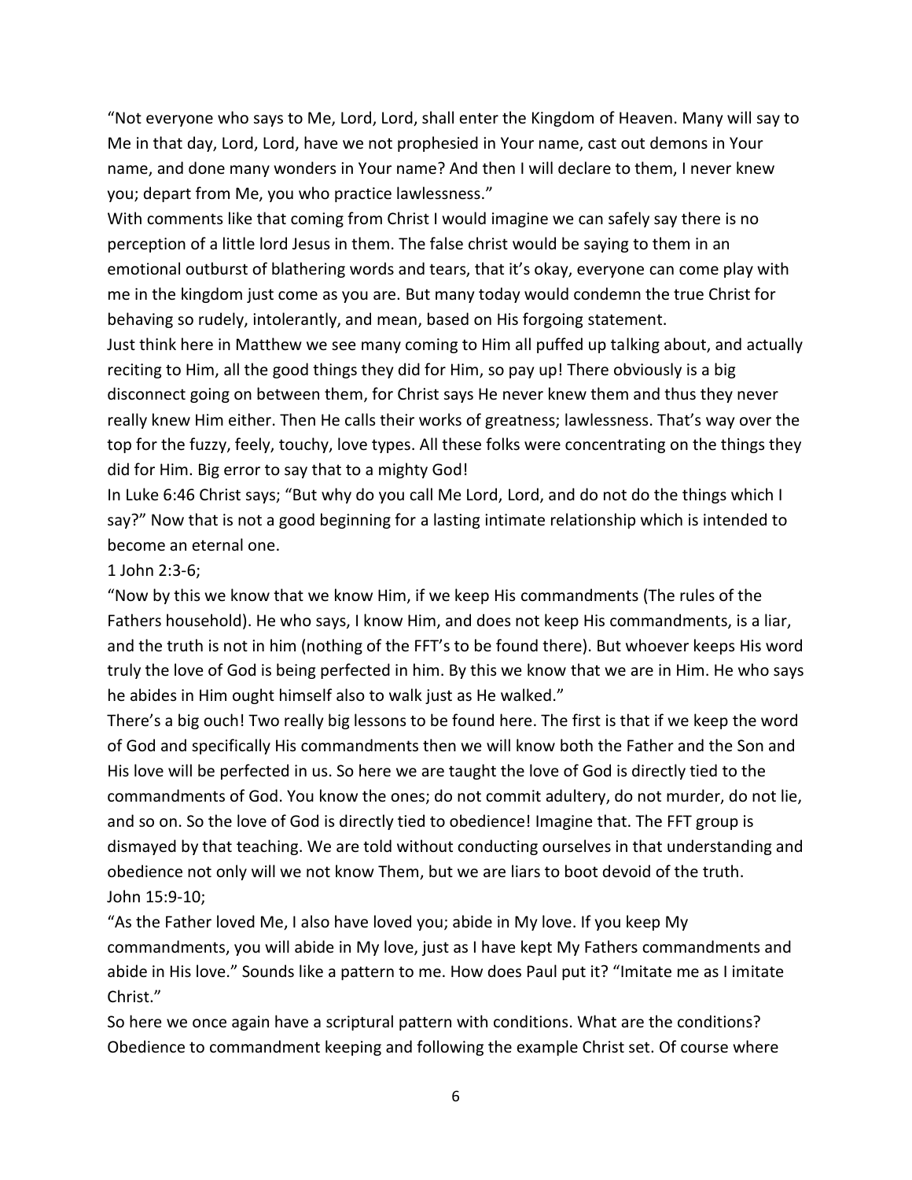"Not everyone who says to Me, Lord, Lord, shall enter the Kingdom of Heaven. Many will say to Me in that day, Lord, Lord, have we not prophesied in Your name, cast out demons in Your name, and done many wonders in Your name? And then I will declare to them, I never knew you; depart from Me, you who practice lawlessness."

With comments like that coming from Christ I would imagine we can safely say there is no perception of a little lord Jesus in them. The false christ would be saying to them in an emotional outburst of blathering words and tears, that it's okay, everyone can come play with me in the kingdom just come as you are. But many today would condemn the true Christ for behaving so rudely, intolerantly, and mean, based on His forgoing statement.

Just think here in Matthew we see many coming to Him all puffed up talking about, and actually reciting to Him, all the good things they did for Him, so pay up! There obviously is a big disconnect going on between them, for Christ says He never knew them and thus they never really knew Him either. Then He calls their works of greatness; lawlessness. That's way over the top for the fuzzy, feely, touchy, love types. All these folks were concentrating on the things they did for Him. Big error to say that to a mighty God!

In Luke 6:46 Christ says; "But why do you call Me Lord, Lord, and do not do the things which I say?" Now that is not a good beginning for a lasting intimate relationship which is intended to become an eternal one.

1 John 2:3-6;

"Now by this we know that we know Him, if we keep His commandments (The rules of the Fathers household). He who says, I know Him, and does not keep His commandments, is a liar, and the truth is not in him (nothing of the FFT's to be found there). But whoever keeps His word truly the love of God is being perfected in him. By this we know that we are in Him. He who says he abides in Him ought himself also to walk just as He walked."

There's a big ouch! Two really big lessons to be found here. The first is that if we keep the word of God and specifically His commandments then we will know both the Father and the Son and His love will be perfected in us. So here we are taught the love of God is directly tied to the commandments of God. You know the ones; do not commit adultery, do not murder, do not lie, and so on. So the love of God is directly tied to obedience! Imagine that. The FFT group is dismayed by that teaching. We are told without conducting ourselves in that understanding and obedience not only will we not know Them, but we are liars to boot devoid of the truth.

John 15:9-10;

"As the Father loved Me, I also have loved you; abide in My love. If you keep My commandments, you will abide in My love, just as I have kept My Fathers commandments and abide in His love." Sounds like a pattern to me. How does Paul put it? "Imitate me as I imitate Christ."

So here we once again have a scriptural pattern with conditions. What are the conditions? Obedience to commandment keeping and following the example Christ set. Of course where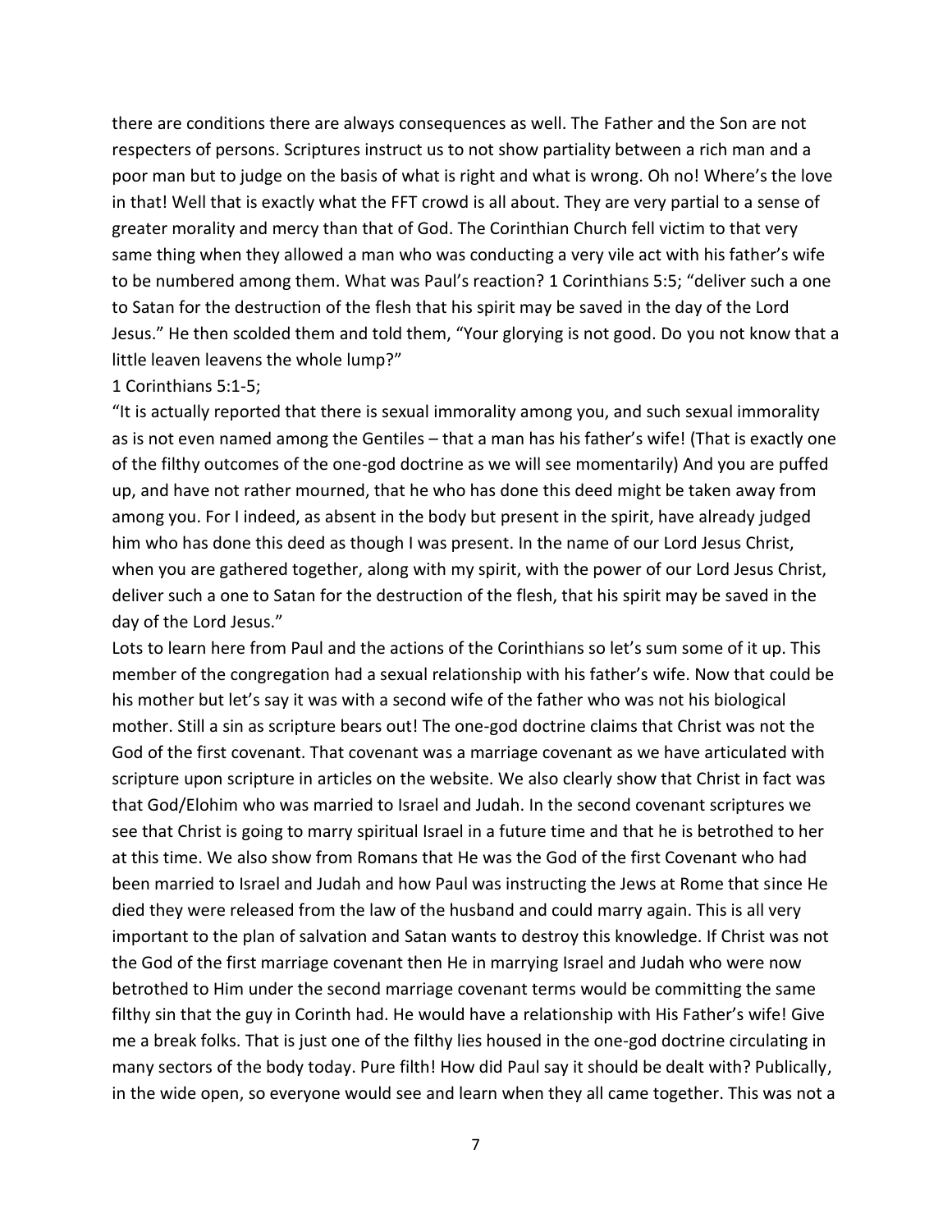there are conditions there are always consequences as well. The Father and the Son are not respecters of persons. Scriptures instruct us to not show partiality between a rich man and a poor man but to judge on the basis of what is right and what is wrong. Oh no! Where's the love in that! Well that is exactly what the FFT crowd is all about. They are very partial to a sense of greater morality and mercy than that of God. The Corinthian Church fell victim to that very same thing when they allowed a man who was conducting a very vile act with his father's wife to be numbered among them. What was Paul's reaction? 1 Corinthians 5:5; "deliver such a one to Satan for the destruction of the flesh that his spirit may be saved in the day of the Lord Jesus." He then scolded them and told them, "Your glorying is not good. Do you not know that a little leaven leavens the whole lump?"

1 Corinthians 5:1-5;

"It is actually reported that there is sexual immorality among you, and such sexual immorality as is not even named among the Gentiles – that a man has his father's wife! (That is exactly one of the filthy outcomes of the one-god doctrine as we will see momentarily) And you are puffed up, and have not rather mourned, that he who has done this deed might be taken away from among you. For I indeed, as absent in the body but present in the spirit, have already judged him who has done this deed as though I was present. In the name of our Lord Jesus Christ, when you are gathered together, along with my spirit, with the power of our Lord Jesus Christ, deliver such a one to Satan for the destruction of the flesh, that his spirit may be saved in the day of the Lord Jesus."

Lots to learn here from Paul and the actions of the Corinthians so let's sum some of it up. This member of the congregation had a sexual relationship with his father's wife. Now that could be his mother but let's say it was with a second wife of the father who was not his biological mother. Still a sin as scripture bears out! The one-god doctrine claims that Christ was not the God of the first covenant. That covenant was a marriage covenant as we have articulated with scripture upon scripture in articles on the website. We also clearly show that Christ in fact was that God/Elohim who was married to Israel and Judah. In the second covenant scriptures we see that Christ is going to marry spiritual Israel in a future time and that he is betrothed to her at this time. We also show from Romans that He was the God of the first Covenant who had been married to Israel and Judah and how Paul was instructing the Jews at Rome that since He died they were released from the law of the husband and could marry again. This is all very important to the plan of salvation and Satan wants to destroy this knowledge. If Christ was not the God of the first marriage covenant then He in marrying Israel and Judah who were now betrothed to Him under the second marriage covenant terms would be committing the same filthy sin that the guy in Corinth had. He would have a relationship with His Father's wife! Give me a break folks. That is just one of the filthy lies housed in the one-god doctrine circulating in many sectors of the body today. Pure filth! How did Paul say it should be dealt with? Publically, in the wide open, so everyone would see and learn when they all came together. This was not a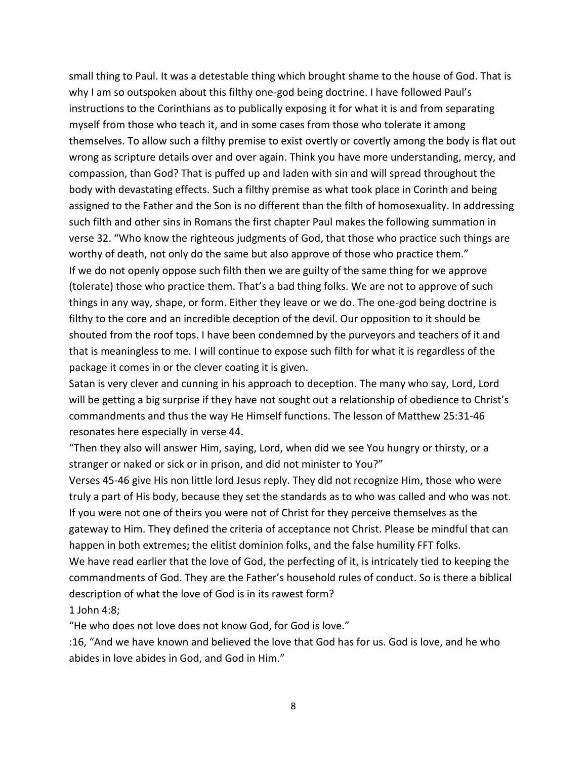small thing to Paul. It was a detestable thing which brought shame to the house of God. That is why I am so outspoken about this filthy one-god being doctrine. I have followed Paul's instructions to the Corinthians as to publically exposing it for what it is and from separating myself from those who teach it, and in some cases from those who tolerate it among themselves. To allow such a filthy premise to exist overtly or covertly among the body is flat out wrong as scripture details over and over again. Think you have more understanding, mercy, and compassion, than God? That is puffed up and laden with sin and will spread throughout the body with devastating effects. Such a filthy premise as what took place in Corinth and being assigned to the Father and the Son is no different than the filth of homosexuality. In addressing such filth and other sins in Romans the first chapter Paul makes the following summation in verse 32. "Who know the righteous judgments of God, that those who practice such things are worthy of death, not only do the same but also approve of those who practice them."

If we do not openly oppose such filth then we are guilty of the same thing for we approve (tolerate) those who practice them. That's a bad thing folks. We are not to approve of such things in any way, shape, or form. Either they leave or we do. The one-god being doctrine is filthy to the core and an incredible deception of the devil. Our opposition to it should be shouted from the roof tops. I have been condemned by the purveyors and teachers of it and that is meaningless to me. I will continue to expose such filth for what it is regardless of the package it comes in or the clever coating it is given.

Satan is very clever and cunning in his approach to deception. The many who say, Lord, Lord will be getting a big surprise if they have not sought out a relationship of obedience to Christ's commandments and thus the way He Himself functions. The lesson of Matthew 25:31-46 resonates here especially in verse 44.

"Then they also will answer Him, saying, Lord, when did we see You hungry or thirsty, or a stranger or naked or sick or in prison, and did not minister to You?"

Verses 45-46 give His non little lord Jesus reply. They did not recognize Him, those who were truly a part of His body, because they set the standards as to who was called and who was not. If you were not one of theirs you were not of Christ for they perceive themselves as the gateway to Him. They defined the criteria of acceptance not Christ. Please be mindful that can happen in both extremes; the elitist dominion folks, and the false humility FFT folks.

We have read earlier that the love of God, the perfecting of it, is intricately tied to keeping the commandments of God. They are the Father's household rules of conduct. So is there a biblical description of what the love of God is in its rawest form?

1 John 4:8;

"He who does not love does not know God, for God is love."

:16, "And we have known and believed the love that God has for us. God is love, and he who abides in love abides in God, and God in Him."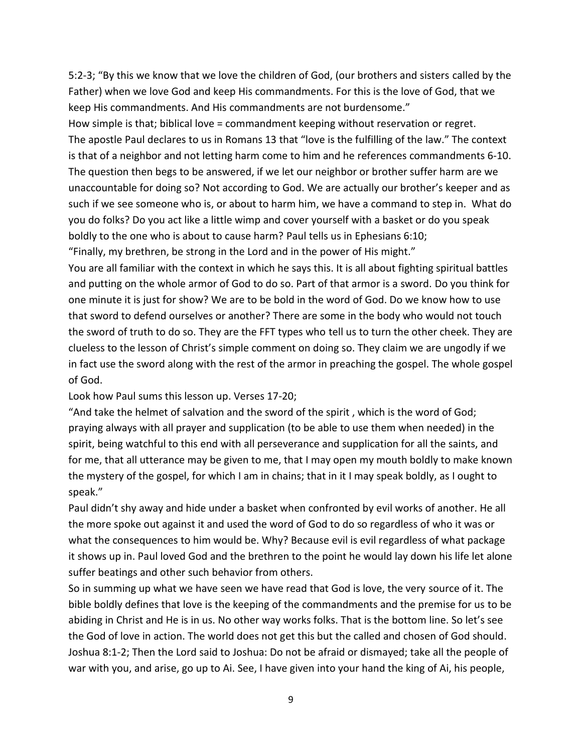5:2-3; "By this we know that we love the children of God, (our brothers and sisters called by the Father) when we love God and keep His commandments. For this is the love of God, that we keep His commandments. And His commandments are not burdensome."

How simple is that; biblical love = commandment keeping without reservation or regret.

The apostle Paul declares to us in Romans 13 that "love is the fulfilling of the law." The context is that of a neighbor and not letting harm come to him and he references commandments 6-10. The question then begs to be answered, if we let our neighbor or brother suffer harm are we unaccountable for doing so? Not according to God. We are actually our brother's keeper and as such if we see someone who is, or about to harm him, we have a command to step in. What do you do folks? Do you act like a little wimp and cover yourself with a basket or do you speak boldly to the one who is about to cause harm? Paul tells us in Ephesians 6:10;

"Finally, my brethren, be strong in the Lord and in the power of His might."

You are all familiar with the context in which he says this. It is all about fighting spiritual battles and putting on the whole armor of God to do so. Part of that armor is a sword. Do you think for one minute it is just for show? We are to be bold in the word of God. Do we know how to use that sword to defend ourselves or another? There are some in the body who would not touch the sword of truth to do so. They are the FFT types who tell us to turn the other cheek. They are clueless to the lesson of Christ's simple comment on doing so. They claim we are ungodly if we in fact use the sword along with the rest of the armor in preaching the gospel. The whole gospel of God.

Look how Paul sums this lesson up. Verses 17-20;

"And take the helmet of salvation and the sword of the spirit , which is the word of God; praying always with all prayer and supplication (to be able to use them when needed) in the spirit, being watchful to this end with all perseverance and supplication for all the saints, and for me, that all utterance may be given to me, that I may open my mouth boldly to make known the mystery of the gospel, for which I am in chains; that in it I may speak boldly, as I ought to speak."

Paul didn't shy away and hide under a basket when confronted by evil works of another. He all the more spoke out against it and used the word of God to do so regardless of who it was or what the consequences to him would be. Why? Because evil is evil regardless of what package it shows up in. Paul loved God and the brethren to the point he would lay down his life let alone suffer beatings and other such behavior from others.

So in summing up what we have seen we have read that God is love, the very source of it. The bible boldly defines that love is the keeping of the commandments and the premise for us to be abiding in Christ and He is in us. No other way works folks. That is the bottom line. So let's see the God of love in action. The world does not get this but the called and chosen of God should.

Joshua 8:1-2; Then the Lord said to Joshua: Do not be afraid or dismayed; take all the people of war with you, and arise, go up to Ai. See, I have given into your hand the king of Ai, his people,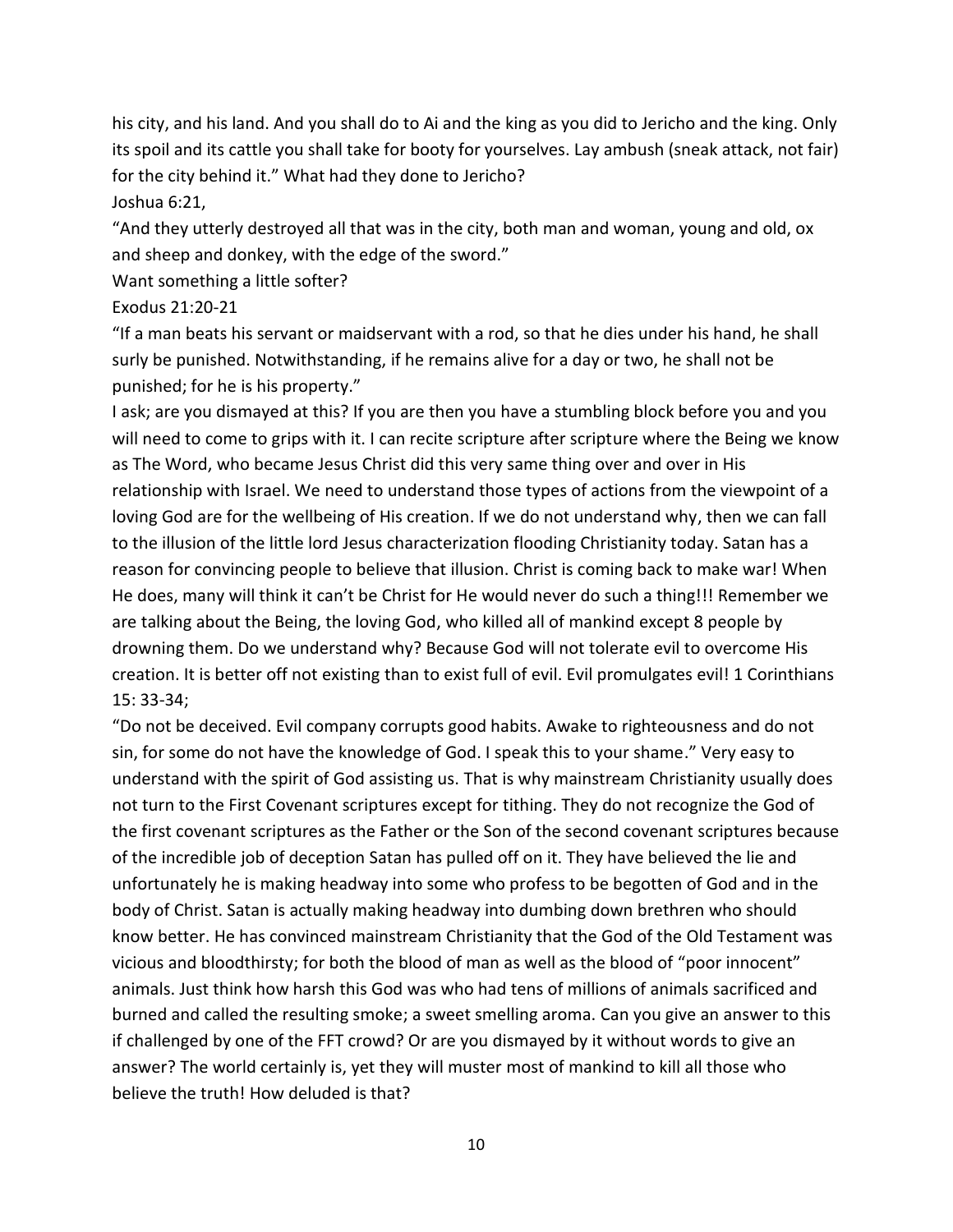his city, and his land. And you shall do to Ai and the king as you did to Jericho and the king. Only its spoil and its cattle you shall take for booty for yourselves. Lay ambush (sneak attack, not fair) for the city behind it." What had they done to Jericho?

Joshua 6:21,

"And they utterly destroyed all that was in the city, both man and woman, young and old, ox and sheep and donkey, with the edge of the sword."

Want something a little softer?

Exodus 21:20-21

"If a man beats his servant or maidservant with a rod, so that he dies under his hand, he shall surly be punished. Notwithstanding, if he remains alive for a day or two, he shall not be punished; for he is his property."

I ask; are you dismayed at this? If you are then you have a stumbling block before you and you will need to come to grips with it. I can recite scripture after scripture where the Being we know as The Word, who became Jesus Christ did this very same thing over and over in His relationship with Israel. We need to understand those types of actions from the viewpoint of a loving God are for the wellbeing of His creation. If we do not understand why, then we can fall to the illusion of the little lord Jesus characterization flooding Christianity today. Satan has a reason for convincing people to believe that illusion. Christ is coming back to make war! When He does, many will think it can't be Christ for He would never do such a thing!!! Remember we are talking about the Being, the loving God, who killed all of mankind except 8 people by drowning them. Do we understand why? Because God will not tolerate evil to overcome His creation. It is better off not existing than to exist full of evil. Evil promulgates evil! 1 Corinthians 15: 33-34;

"Do not be deceived. Evil company corrupts good habits. Awake to righteousness and do not sin, for some do not have the knowledge of God. I speak this to your shame." Very easy to understand with the spirit of God assisting us. That is why mainstream Christianity usually does not turn to the First Covenant scriptures except for tithing. They do not recognize the God of the first covenant scriptures as the Father or the Son of the second covenant scriptures because of the incredible job of deception Satan has pulled off on it. They have believed the lie and unfortunately he is making headway into some who profess to be begotten of God and in the body of Christ. Satan is actually making headway into dumbing down brethren who should know better. He has convinced mainstream Christianity that the God of the Old Testament was vicious and bloodthirsty; for both the blood of man as well as the blood of "poor innocent" animals. Just think how harsh this God was who had tens of millions of animals sacrificed and burned and called the resulting smoke; a sweet smelling aroma. Can you give an answer to this if challenged by one of the FFT crowd? Or are you dismayed by it without words to give an answer? The world certainly is, yet they will muster most of mankind to kill all those who believe the truth! How deluded is that?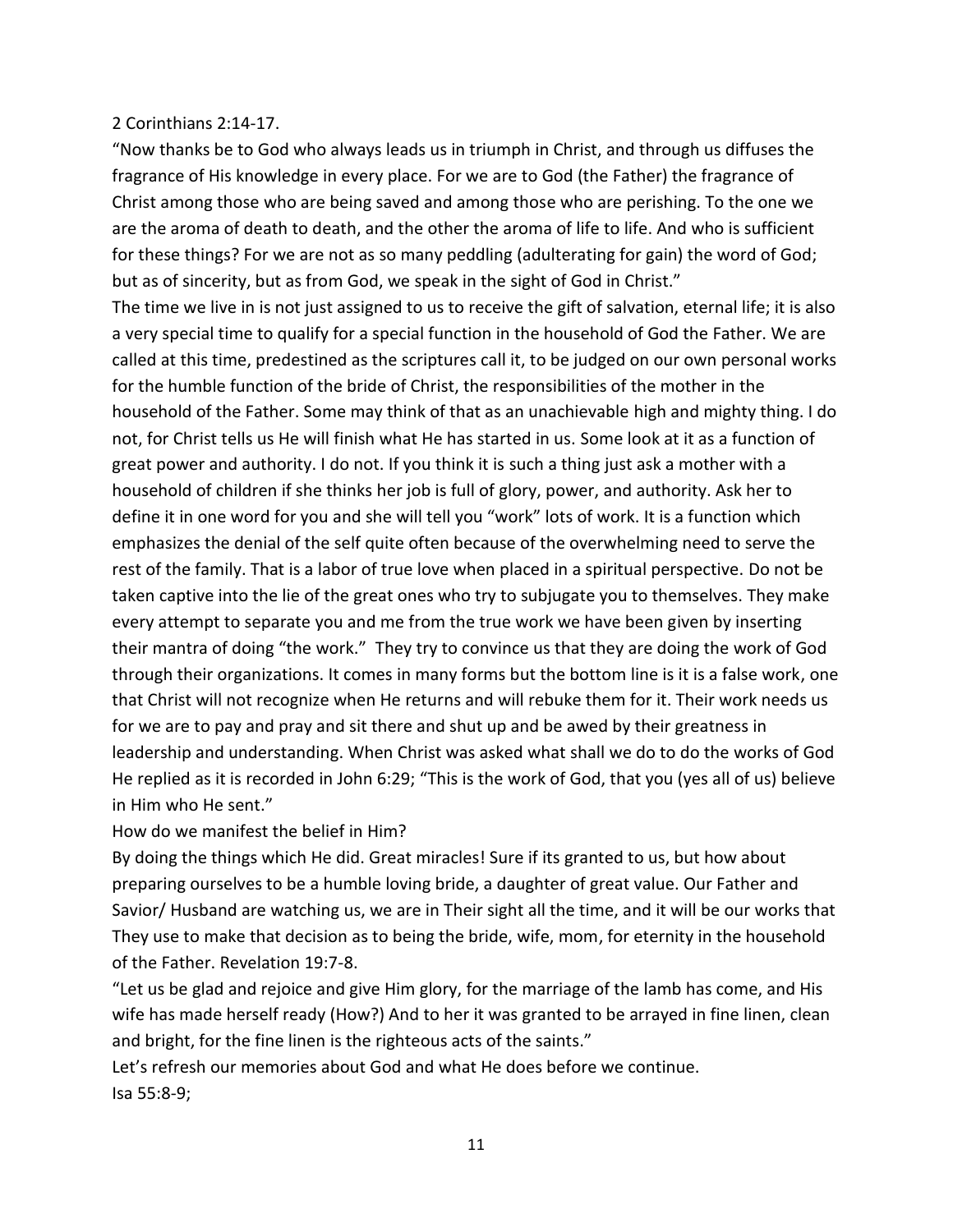2 Corinthians 2:14-17.

"Now thanks be to God who always leads us in triumph in Christ, and through us diffuses the fragrance of His knowledge in every place. For we are to God (the Father) the fragrance of Christ among those who are being saved and among those who are perishing. To the one we are the aroma of death to death, and the other the aroma of life to life. And who is sufficient for these things? For we are not as so many peddling (adulterating for gain) the word of God; but as of sincerity, but as from God, we speak in the sight of God in Christ."

The time we live in is not just assigned to us to receive the gift of salvation, eternal life; it is also a very special time to qualify for a special function in the household of God the Father. We are called at this time, predestined as the scriptures call it, to be judged on our own personal works for the humble function of the bride of Christ, the responsibilities of the mother in the household of the Father. Some may think of that as an unachievable high and mighty thing. I do not, for Christ tells us He will finish what He has started in us. Some look at it as a function of great power and authority. I do not. If you think it is such a thing just ask a mother with a household of children if she thinks her job is full of glory, power, and authority. Ask her to define it in one word for you and she will tell you "work" lots of work. It is a function which emphasizes the denial of the self quite often because of the overwhelming need to serve the rest of the family. That is a labor of true love when placed in a spiritual perspective. Do not be taken captive into the lie of the great ones who try to subjugate you to themselves. They make every attempt to separate you and me from the true work we have been given by inserting their mantra of doing "the work." They try to convince us that they are doing the work of God through their organizations. It comes in many forms but the bottom line is it is a false work, one that Christ will not recognize when He returns and will rebuke them for it. Their work needs us for we are to pay and pray and sit there and shut up and be awed by their greatness in leadership and understanding. When Christ was asked what shall we do to do the works of God He replied as it is recorded in John 6:29; "This is the work of God, that you (yes all of us) believe in Him who He sent."

How do we manifest the belief in Him?

By doing the things which He did. Great miracles! Sure if its granted to us, but how about preparing ourselves to be a humble loving bride, a daughter of great value. Our Father and Savior/ Husband are watching us, we are in Their sight all the time, and it will be our works that They use to make that decision as to being the bride, wife, mom, for eternity in the household of the Father. Revelation 19:7-8.

"Let us be glad and rejoice and give Him glory, for the marriage of the lamb has come, and His wife has made herself ready (How?) And to her it was granted to be arrayed in fine linen, clean and bright, for the fine linen is the righteous acts of the saints."

Let's refresh our memories about God and what He does before we continue.

Isa 55:8-9;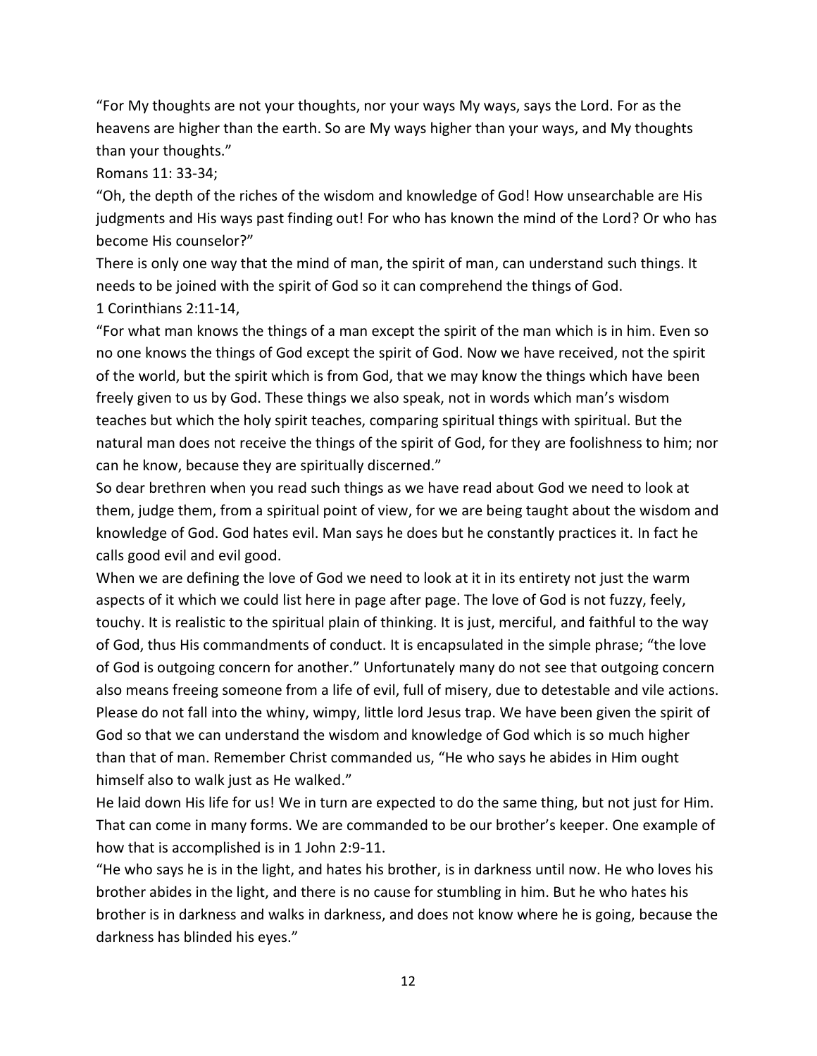"For My thoughts are not your thoughts, nor your ways My ways, says the Lord. For as the heavens are higher than the earth. So are My ways higher than your ways, and My thoughts than your thoughts."

Romans 11: 33-34;

"Oh, the depth of the riches of the wisdom and knowledge of God! How unsearchable are His judgments and His ways past finding out! For who has known the mind of the Lord? Or who has become His counselor?"

There is only one way that the mind of man, the spirit of man, can understand such things. It needs to be joined with the spirit of God so it can comprehend the things of God.

1 Corinthians 2:11-14,

"For what man knows the things of a man except the spirit of the man which is in him. Even so no one knows the things of God except the spirit of God. Now we have received, not the spirit of the world, but the spirit which is from God, that we may know the things which have been freely given to us by God. These things we also speak, not in words which man's wisdom teaches but which the holy spirit teaches, comparing spiritual things with spiritual. But the natural man does not receive the things of the spirit of God, for they are foolishness to him; nor can he know, because they are spiritually discerned."

So dear brethren when you read such things as we have read about God we need to look at them, judge them, from a spiritual point of view, for we are being taught about the wisdom and knowledge of God. God hates evil. Man says he does but he constantly practices it. In fact he calls good evil and evil good.

When we are defining the love of God we need to look at it in its entirety not just the warm aspects of it which we could list here in page after page. The love of God is not fuzzy, feely, touchy. It is realistic to the spiritual plain of thinking. It is just, merciful, and faithful to the way of God, thus His commandments of conduct. It is encapsulated in the simple phrase; "the love of God is outgoing concern for another." Unfortunately many do not see that outgoing concern also means freeing someone from a life of evil, full of misery, due to detestable and vile actions. Please do not fall into the whiny, wimpy, little lord Jesus trap. We have been given the spirit of God so that we can understand the wisdom and knowledge of God which is so much higher than that of man. Remember Christ commanded us, "He who says he abides in Him ought himself also to walk just as He walked."

He laid down His life for us! We in turn are expected to do the same thing, but not just for Him. That can come in many forms. We are commanded to be our brother's keeper. One example of how that is accomplished is in 1 John 2:9-11.

"He who says he is in the light, and hates his brother, is in darkness until now. He who loves his brother abides in the light, and there is no cause for stumbling in him. But he who hates his brother is in darkness and walks in darkness, and does not know where he is going, because the darkness has blinded his eyes."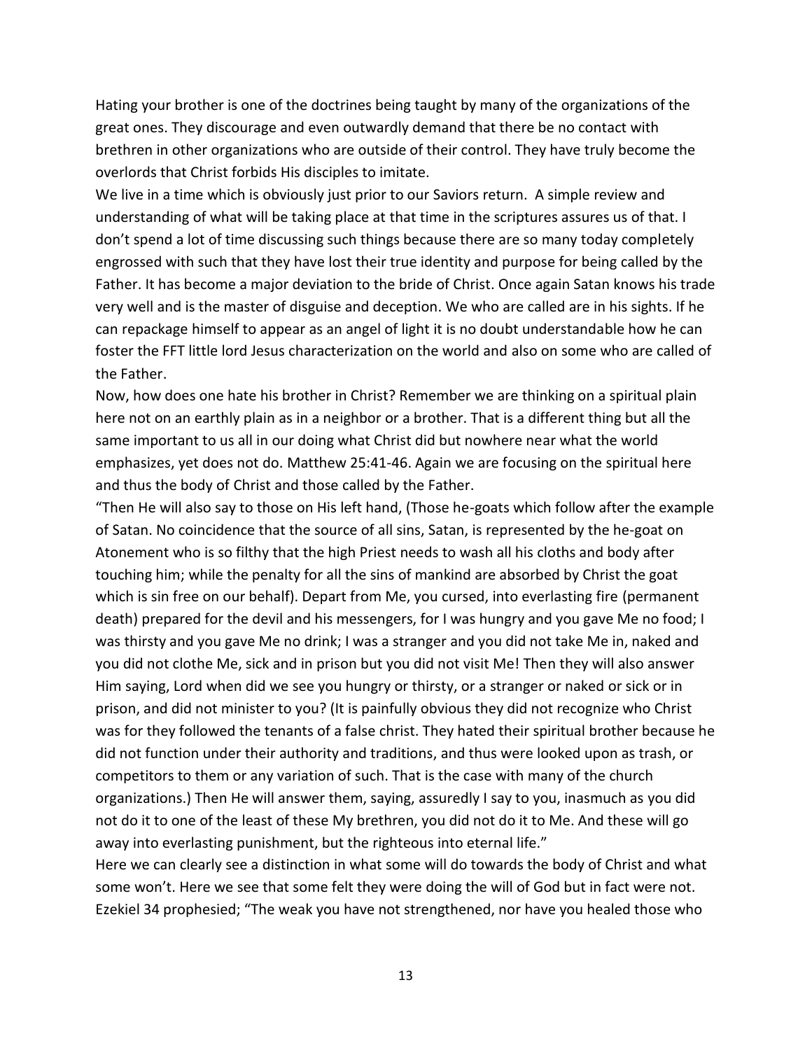Hating your brother is one of the doctrines being taught by many of the organizations of the great ones. They discourage and even outwardly demand that there be no contact with brethren in other organizations who are outside of their control. They have truly become the overlords that Christ forbids His disciples to imitate.

We live in a time which is obviously just prior to our Saviors return. A simple review and understanding of what will be taking place at that time in the scriptures assures us of that. I don't spend a lot of time discussing such things because there are so many today completely engrossed with such that they have lost their true identity and purpose for being called by the Father. It has become a major deviation to the bride of Christ. Once again Satan knows his trade very well and is the master of disguise and deception. We who are called are in his sights. If he can repackage himself to appear as an angel of light it is no doubt understandable how he can foster the FFT little lord Jesus characterization on the world and also on some who are called of the Father.

Now, how does one hate his brother in Christ? Remember we are thinking on a spiritual plain here not on an earthly plain as in a neighbor or a brother. That is a different thing but all the same important to us all in our doing what Christ did but nowhere near what the world emphasizes, yet does not do. Matthew 25:41-46. Again we are focusing on the spiritual here and thus the body of Christ and those called by the Father.

"Then He will also say to those on His left hand, (Those he-goats which follow after the example of Satan. No coincidence that the source of all sins, Satan, is represented by the he-goat on Atonement who is so filthy that the high Priest needs to wash all his cloths and body after touching him; while the penalty for all the sins of mankind are absorbed by Christ the goat which is sin free on our behalf). Depart from Me, you cursed, into everlasting fire (permanent death) prepared for the devil and his messengers, for I was hungry and you gave Me no food; I was thirsty and you gave Me no drink; I was a stranger and you did not take Me in, naked and you did not clothe Me, sick and in prison but you did not visit Me! Then they will also answer Him saying, Lord when did we see you hungry or thirsty, or a stranger or naked or sick or in prison, and did not minister to you? (It is painfully obvious they did not recognize who Christ was for they followed the tenants of a false christ. They hated their spiritual brother because he did not function under their authority and traditions, and thus were looked upon as trash, or competitors to them or any variation of such. That is the case with many of the church organizations.) Then He will answer them, saying, assuredly I say to you, inasmuch as you did not do it to one of the least of these My brethren, you did not do it to Me. And these will go away into everlasting punishment, but the righteous into eternal life."

Here we can clearly see a distinction in what some will do towards the body of Christ and what some won't. Here we see that some felt they were doing the will of God but in fact were not. Ezekiel 34 prophesied; "The weak you have not strengthened, nor have you healed those who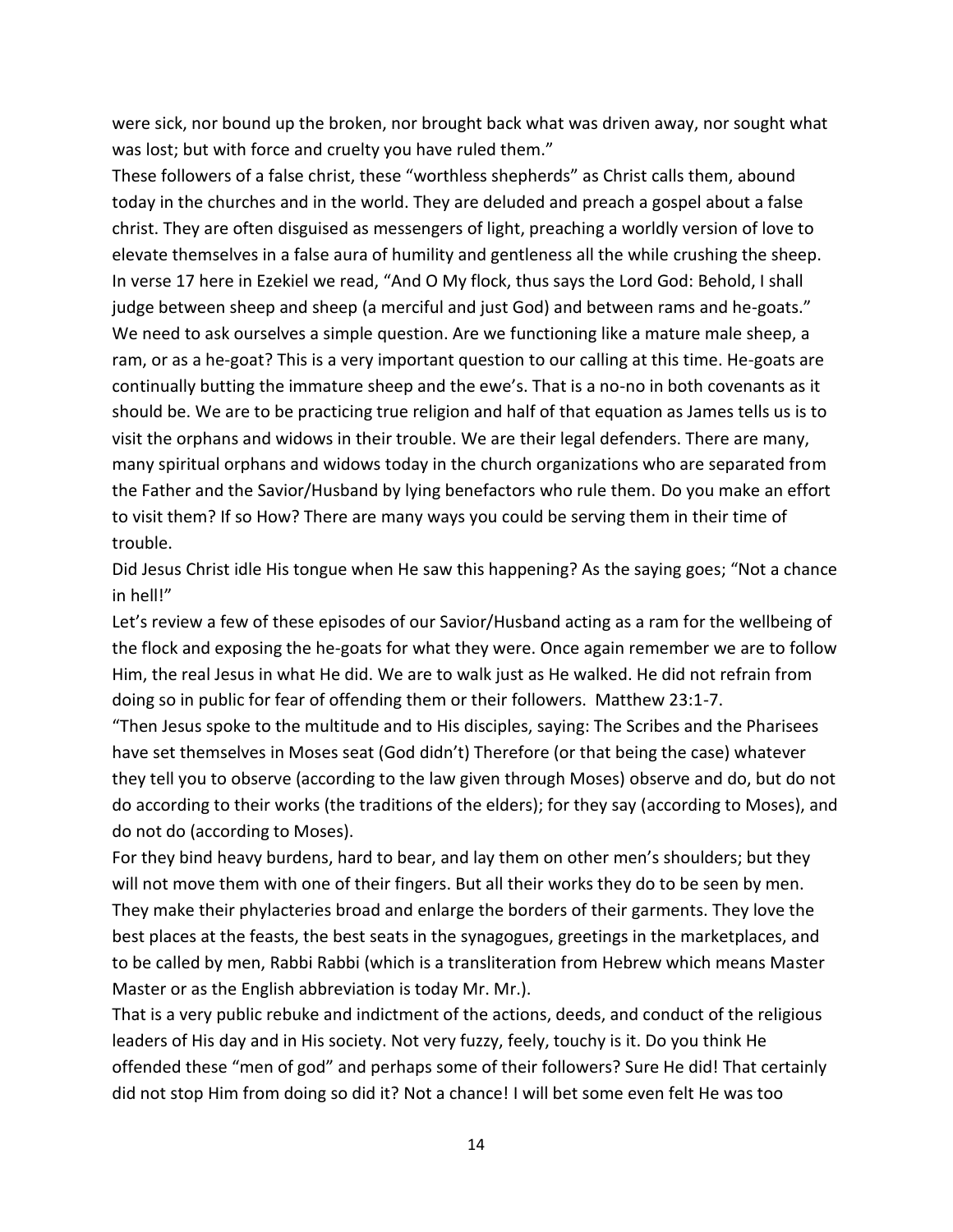were sick, nor bound up the broken, nor brought back what was driven away, nor sought what was lost; but with force and cruelty you have ruled them."

These followers of a false christ, these "worthless shepherds" as Christ calls them, abound today in the churches and in the world. They are deluded and preach a gospel about a false christ. They are often disguised as messengers of light, preaching a worldly version of love to elevate themselves in a false aura of humility and gentleness all the while crushing the sheep. In verse 17 here in Ezekiel we read, "And O My flock, thus says the Lord God: Behold, I shall judge between sheep and sheep (a merciful and just God) and between rams and he-goats."

We need to ask ourselves a simple question. Are we functioning like a mature male sheep, a ram, or as a he-goat? This is a very important question to our calling at this time. He-goats are continually butting the immature sheep and the ewe's. That is a no-no in both covenants as it should be. We are to be practicing true religion and half of that equation as James tells us is to visit the orphans and widows in their trouble. We are their legal defenders. There are many, many spiritual orphans and widows today in the church organizations who are separated from the Father and the Savior/Husband by lying benefactors who rule them. Do you make an effort to visit them? If so How? There are many ways you could be serving them in their time of trouble.

Did Jesus Christ idle His tongue when He saw this happening? As the saying goes; "Not a chance in hell!"

Let's review a few of these episodes of our Savior/Husband acting as a ram for the wellbeing of the flock and exposing the he-goats for what they were. Once again remember we are to follow Him, the real Jesus in what He did. We are to walk just as He walked. He did not refrain from doing so in public for fear of offending them or their followers. Matthew 23:1-7.

"Then Jesus spoke to the multitude and to His disciples, saying: The Scribes and the Pharisees have set themselves in Moses seat (God didn't) Therefore (or that being the case) whatever they tell you to observe (according to the law given through Moses) observe and do, but do not do according to their works (the traditions of the elders); for they say (according to Moses), and do not do (according to Moses).

For they bind heavy burdens, hard to bear, and lay them on other men's shoulders; but they will not move them with one of their fingers. But all their works they do to be seen by men. They make their phylacteries broad and enlarge the borders of their garments. They love the best places at the feasts, the best seats in the synagogues, greetings in the marketplaces, and to be called by men, Rabbi Rabbi (which is a transliteration from Hebrew which means Master Master or as the English abbreviation is today Mr. Mr.).

That is a very public rebuke and indictment of the actions, deeds, and conduct of the religious leaders of His day and in His society. Not very fuzzy, feely, touchy is it. Do you think He offended these "men of god" and perhaps some of their followers? Sure He did! That certainly did not stop Him from doing so did it? Not a chance! I will bet some even felt He was too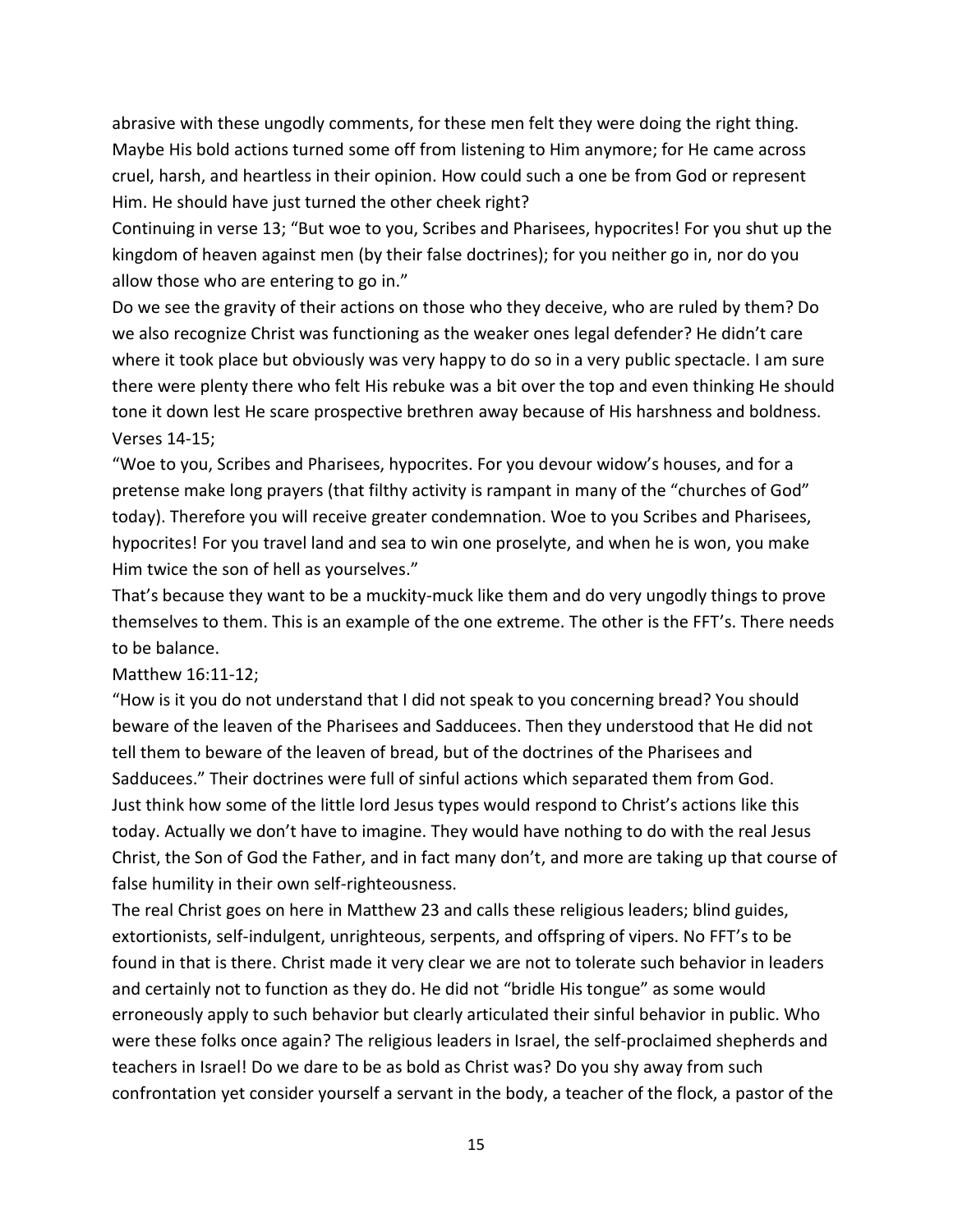abrasive with these ungodly comments, for these men felt they were doing the right thing. Maybe His bold actions turned some off from listening to Him anymore; for He came across cruel, harsh, and heartless in their opinion. How could such a one be from God or represent Him. He should have just turned the other cheek right?

Continuing in verse 13; "But woe to you, Scribes and Pharisees, hypocrites! For you shut up the kingdom of heaven against men (by their false doctrines); for you neither go in, nor do you allow those who are entering to go in."

Do we see the gravity of their actions on those who they deceive, who are ruled by them? Do we also recognize Christ was functioning as the weaker ones legal defender? He didn't care where it took place but obviously was very happy to do so in a very public spectacle. I am sure there were plenty there who felt His rebuke was a bit over the top and even thinking He should tone it down lest He scare prospective brethren away because of His harshness and boldness.

Verses 14-15;

"Woe to you, Scribes and Pharisees, hypocrites. For you devour widow's houses, and for a pretense make long prayers (that filthy activity is rampant in many of the "churches of God" today). Therefore you will receive greater condemnation. Woe to you Scribes and Pharisees, hypocrites! For you travel land and sea to win one proselyte, and when he is won, you make Him twice the son of hell as yourselves."

That's because they want to be a muckity-muck like them and do very ungodly things to prove themselves to them. This is an example of the one extreme. The other is the FFT's. There needs to be balance.

Matthew 16:11-12;

"How is it you do not understand that I did not speak to you concerning bread? You should beware of the leaven of the Pharisees and Sadducees. Then they understood that He did not tell them to beware of the leaven of bread, but of the doctrines of the Pharisees and Sadducees." Their doctrines were full of sinful actions which separated them from God.

Just think how some of the little lord Jesus types would respond to Christ's actions like this today. Actually we don't have to imagine. They would have nothing to do with the real Jesus Christ, the Son of God the Father, and in fact many don't, and more are taking up that course of false humility in their own self-righteousness.

The real Christ goes on here in Matthew 23 and calls these religious leaders; blind guides, extortionists, self-indulgent, unrighteous, serpents, and offspring of vipers. No FFT's to be found in that is there. Christ made it very clear we are not to tolerate such behavior in leaders and certainly not to function as they do. He did not "bridle His tongue" as some would erroneously apply to such behavior but clearly articulated their sinful behavior in public. Who were these folks once again? The religious leaders in Israel, the self-proclaimed shepherds and teachers in Israel! Do we dare to be as bold as Christ was? Do you shy away from such confrontation yet consider yourself a servant in the body, a teacher of the flock, a pastor of the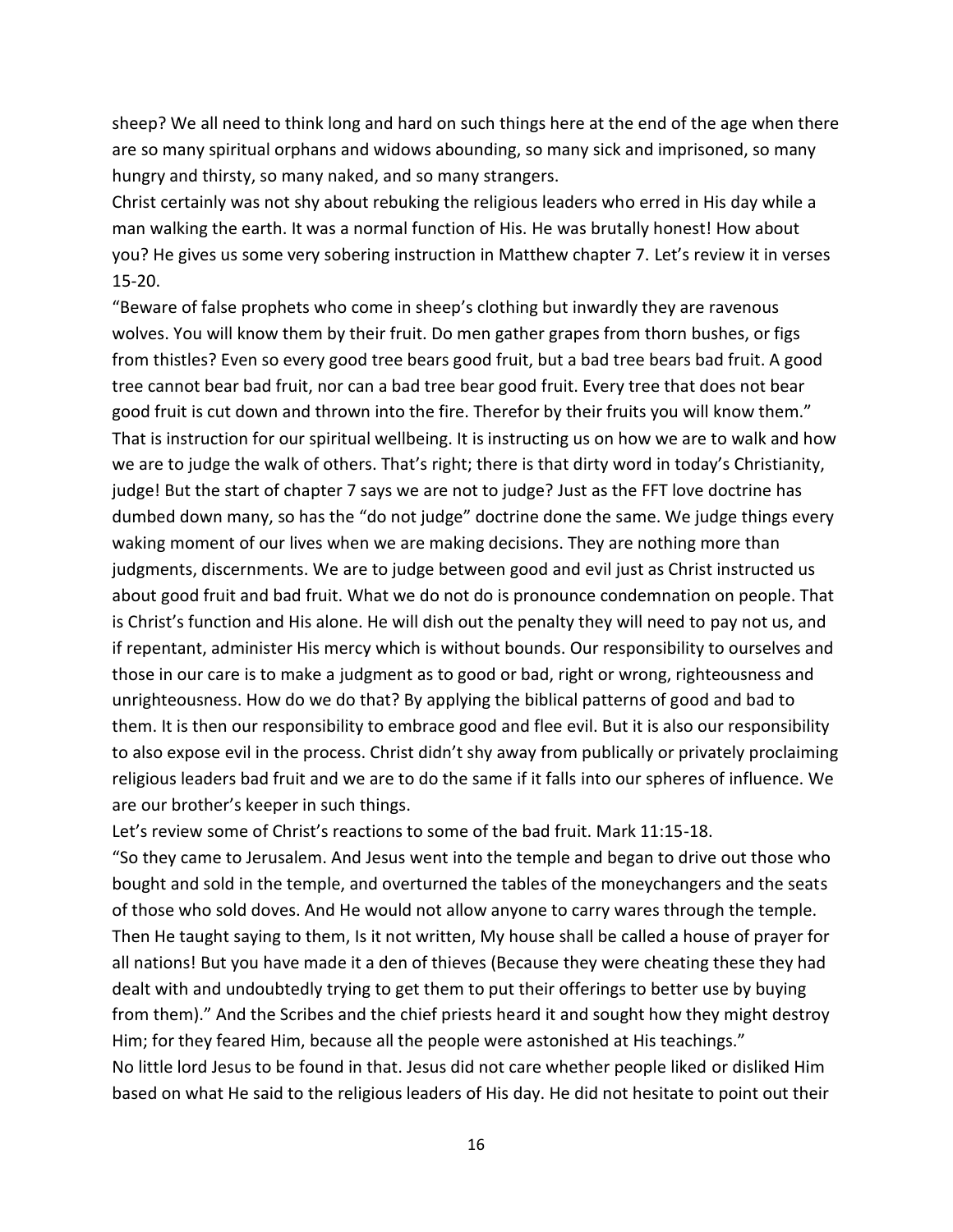sheep? We all need to think long and hard on such things here at the end of the age when there are so many spiritual orphans and widows abounding, so many sick and imprisoned, so many hungry and thirsty, so many naked, and so many strangers.

Christ certainly was not shy about rebuking the religious leaders who erred in His day while a man walking the earth. It was a normal function of His. He was brutally honest! How about you? He gives us some very sobering instruction in Matthew chapter 7. Let's review it in verses 15-20.

"Beware of false prophets who come in sheep's clothing but inwardly they are ravenous wolves. You will know them by their fruit. Do men gather grapes from thorn bushes, or figs from thistles? Even so every good tree bears good fruit, but a bad tree bears bad fruit. A good tree cannot bear bad fruit, nor can a bad tree bear good fruit. Every tree that does not bear good fruit is cut down and thrown into the fire. Therefor by their fruits you will know them."

That is instruction for our spiritual wellbeing. It is instructing us on how we are to walk and how we are to judge the walk of others. That's right; there is that dirty word in today's Christianity, judge! But the start of chapter 7 says we are not to judge? Just as the FFT love doctrine has dumbed down many, so has the "do not judge" doctrine done the same. We judge things every waking moment of our lives when we are making decisions. They are nothing more than judgments, discernments. We are to judge between good and evil just as Christ instructed us about good fruit and bad fruit. What we do not do is pronounce condemnation on people. That is Christ's function and His alone. He will dish out the penalty they will need to pay not us, and if repentant, administer His mercy which is without bounds. Our responsibility to ourselves and those in our care is to make a judgment as to good or bad, right or wrong, righteousness and unrighteousness. How do we do that? By applying the biblical patterns of good and bad to them. It is then our responsibility to embrace good and flee evil. But it is also our responsibility to also expose evil in the process. Christ didn't shy away from publically or privately proclaiming religious leaders bad fruit and we are to do the same if it falls into our spheres of influence. We are our brother's keeper in such things.

Let's review some of Christ's reactions to some of the bad fruit. Mark 11:15-18.

"So they came to Jerusalem. And Jesus went into the temple and began to drive out those who bought and sold in the temple, and overturned the tables of the moneychangers and the seats of those who sold doves. And He would not allow anyone to carry wares through the temple. Then He taught saying to them, Is it not written, My house shall be called a house of prayer for all nations! But you have made it a den of thieves (Because they were cheating these they had dealt with and undoubtedly trying to get them to put their offerings to better use by buying from them)." And the Scribes and the chief priests heard it and sought how they might destroy Him; for they feared Him, because all the people were astonished at His teachings."

No little lord Jesus to be found in that. Jesus did not care whether people liked or disliked Him based on what He said to the religious leaders of His day. He did not hesitate to point out their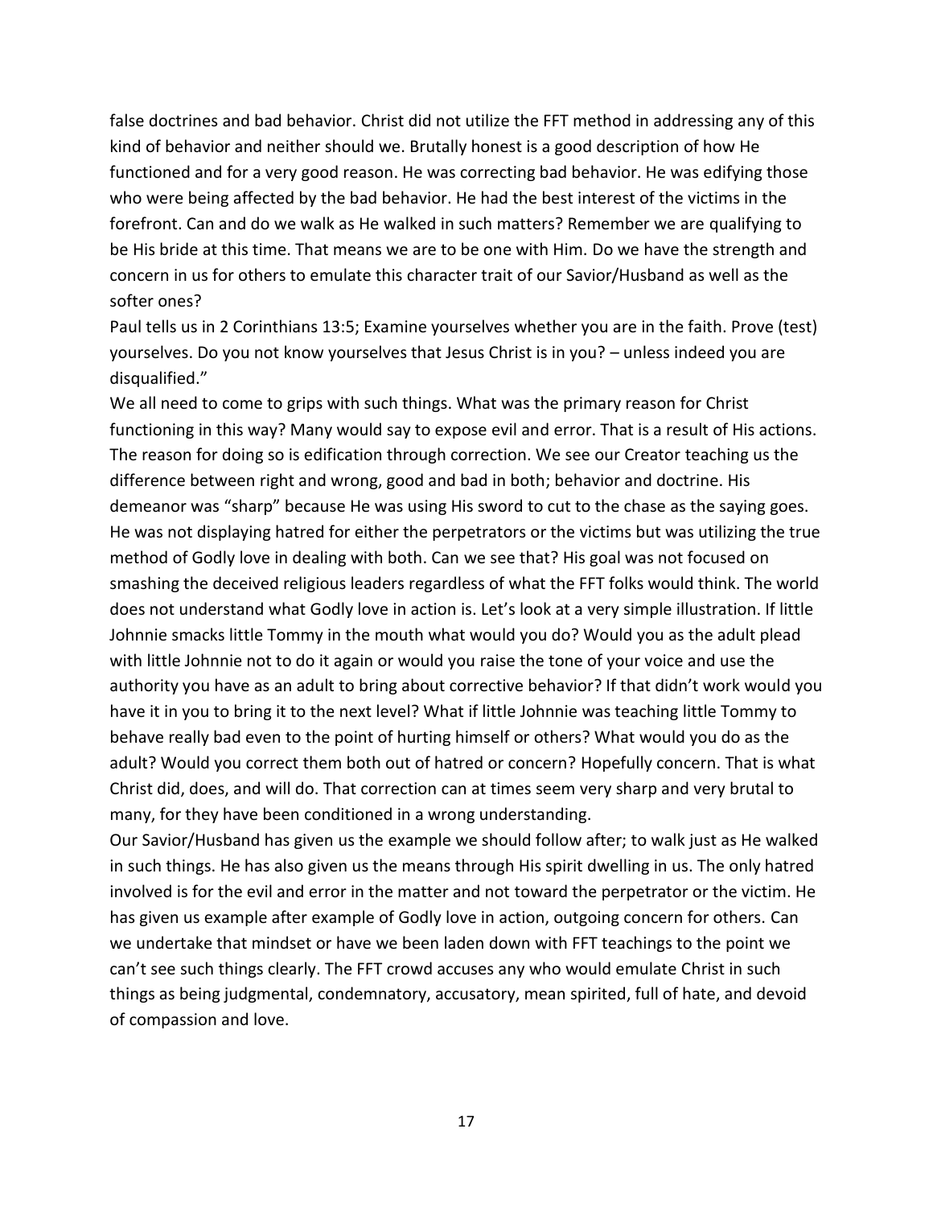false doctrines and bad behavior. Christ did not utilize the FFT method in addressing any of this kind of behavior and neither should we. Brutally honest is a good description of how He functioned and for a very good reason. He was correcting bad behavior. He was edifying those who were being affected by the bad behavior. He had the best interest of the victims in the forefront. Can and do we walk as He walked in such matters? Remember we are qualifying to be His bride at this time. That means we are to be one with Him. Do we have the strength and concern in us for others to emulate this character trait of our Savior/Husband as well as the softer ones?

Paul tells us in 2 Corinthians 13:5; Examine yourselves whether you are in the faith. Prove (test) yourselves. Do you not know yourselves that Jesus Christ is in you? – unless indeed you are disqualified."

We all need to come to grips with such things. What was the primary reason for Christ functioning in this way? Many would say to expose evil and error. That is a result of His actions. The reason for doing so is edification through correction. We see our Creator teaching us the difference between right and wrong, good and bad in both; behavior and doctrine. His demeanor was "sharp" because He was using His sword to cut to the chase as the saying goes. He was not displaying hatred for either the perpetrators or the victims but was utilizing the true method of Godly love in dealing with both. Can we see that? His goal was not focused on smashing the deceived religious leaders regardless of what the FFT folks would think. The world does not understand what Godly love in action is. Let's look at a very simple illustration. If little Johnnie smacks little Tommy in the mouth what would you do? Would you as the adult plead with little Johnnie not to do it again or would you raise the tone of your voice and use the authority you have as an adult to bring about corrective behavior? If that didn't work would you have it in you to bring it to the next level? What if little Johnnie was teaching little Tommy to behave really bad even to the point of hurting himself or others? What would you do as the adult? Would you correct them both out of hatred or concern? Hopefully concern. That is what Christ did, does, and will do. That correction can at times seem very sharp and very brutal to many, for they have been conditioned in a wrong understanding.

Our Savior/Husband has given us the example we should follow after; to walk just as He walked in such things. He has also given us the means through His spirit dwelling in us. The only hatred involved is for the evil and error in the matter and not toward the perpetrator or the victim. He has given us example after example of Godly love in action, outgoing concern for others. Can we undertake that mindset or have we been laden down with FFT teachings to the point we can't see such things clearly. The FFT crowd accuses any who would emulate Christ in such things as being judgmental, condemnatory, accusatory, mean spirited, full of hate, and devoid of compassion and love.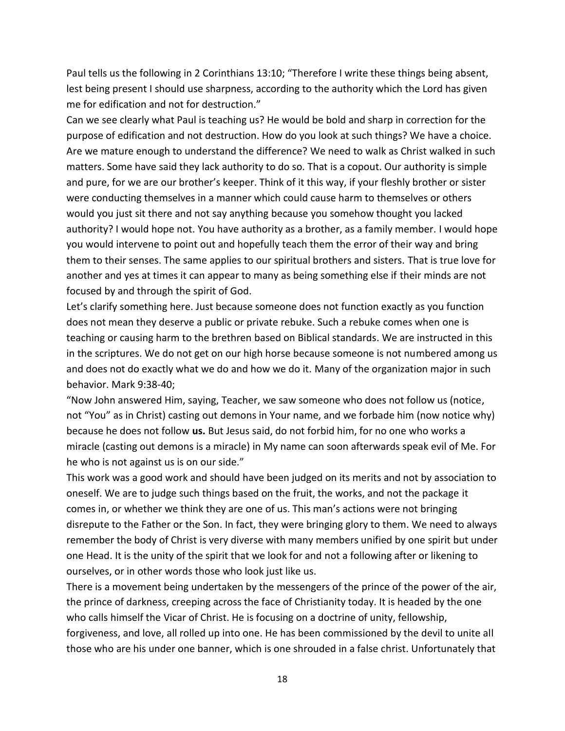Paul tells us the following in 2 Corinthians 13:10; “Therefore I write these things being absent, lest being present I should use sharpness, according to the authority which the Lord has given me for edification and not for destruction.”

Can we see clearly what Paul is teaching us? He would be bold and sharp in correction for the purpose of edification and not destruction. How do you look at such things? We have a choice. Are we mature enough to understand the difference? We need to walk as Christ walked in such matters. Some have said they lack authority to do so. That is a copout. Our authority is simple and pure, for we are our brother’s keeper. Think of it this way, if your fleshly brother or sister were conducting themselves in a manner which could cause harm to themselves or others would you just sit there and not say anything because you somehow thought you lacked authority? I would hope not. You have authority as a brother, as a family member. I would hope you would intervene to point out and hopefully teach them the error of their way and bring them to their senses. The same applies to our spiritual brothers and sisters. That is true love for another and yes at times it can appear to many as being something else if their minds are not focused by and through the spirit of God.

Let’s clarify something here. Just because someone does not function exactly as you function does not mean they deserve a public or private rebuke. Such a rebuke comes when one is teaching or causing harm to the brethren based on Biblical standards. We are instructed in this in the scriptures. We do not get on our high horse because someone is not numbered among us and does not do exactly what we do and how we do it. Many of the organization major in such behavior. Mark 9:38-40;

“Now John answered Him, saying, Teacher, we saw someone who does not follow us (notice, not “You” as in Christ) casting out demons in Your name, and we forbade him (now notice why) because he does not follow **us.** But Jesus said, do not forbid him, for no one who works a miracle (casting out demons is a miracle) in My name can soon afterwards speak evil of Me. For he who is not against us is on our side.”

This work was a good work and should have been judged on its merits and not by association to oneself. We are to judge such things based on the fruit, the works, and not the package it comes in, or whether we think they are one of us. This man’s actions were not bringing disrepute to the Father or the Son. In fact, they were bringing glory to them. We need to always remember the body of Christ is very diverse with many members unified by one spirit but under one Head. It is the unity of the spirit that we look for and not a following after or likening to ourselves, or in other words those who look just like us.

There is a movement being undertaken by the messengers of the prince of the power of the air, the prince of darkness, creeping across the face of Christianity today. It is headed by the one who calls himself the Vicar of Christ. He is focusing on a doctrine of unity, fellowship, forgiveness, and love, all rolled up into one. He has been commissioned by the devil to unite all those who are his under one banner, which is one shrouded in a false christ. Unfortunately that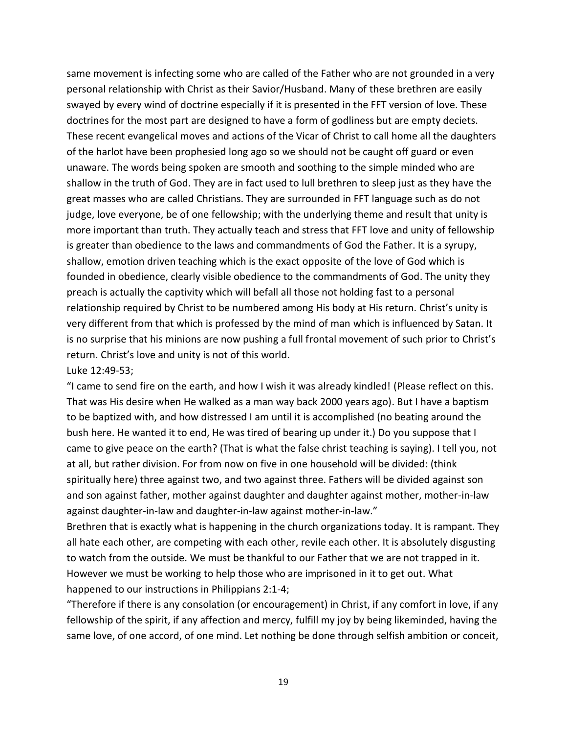same movement is infecting some who are called of the Father who are not grounded in a very personal relationship with Christ as their Savior/Husband. Many of these brethren are easily swayed by every wind of doctrine especially if it is presented in the FFT version of love. These doctrines for the most part are designed to have a form of godliness but are empty deciets. These recent evangelical moves and actions of the Vicar of Christ to call home all the daughters of the harlot have been prophesied long ago so we should not be caught off guard or even unaware. The words being spoken are smooth and soothing to the simple minded who are shallow in the truth of God. They are in fact used to lull brethren to sleep just as they have the great masses who are called Christians. They are surrounded in FFT language such as do not judge, love everyone, be of one fellowship; with the underlying theme and result that unity is more important than truth. They actually teach and stress that FFT love and unity of fellowship is greater than obedience to the laws and commandments of God the Father. It is a syrupy, shallow, emotion driven teaching which is the exact opposite of the love of God which is founded in obedience, clearly visible obedience to the commandments of God. The unity they preach is actually the captivity which will befall all those not holding fast to a personal relationship required by Christ to be numbered among His body at His return. Christ's unity is very different from that which is professed by the mind of man which is influenced by Satan. It is no surprise that his minions are now pushing a full frontal movement of such prior to Christ's return. Christ's love and unity is not of this world.

Luke 12:49-53;

"I came to send fire on the earth, and how I wish it was already kindled! (Please reflect on this. That was His desire when He walked as a man way back 2000 years ago). But I have a baptism to be baptized with, and how distressed I am until it is accomplished (no beating around the bush here. He wanted it to end, He was tired of bearing up under it.) Do you suppose that I came to give peace on the earth? (That is what the false christ teaching is saying). I tell you, not at all, but rather division. For from now on five in one household will be divided: (think spiritually here) three against two, and two against three. Fathers will be divided against son and son against father, mother against daughter and daughter against mother, mother-in-law against daughter-in-law and daughter-in-law against mother-in-law."

Brethren that is exactly what is happening in the church organizations today. It is rampant. They all hate each other, are competing with each other, revile each other. It is absolutely disgusting to watch from the outside. We must be thankful to our Father that we are not trapped in it. However we must be working to help those who are imprisoned in it to get out. What happened to our instructions in Philippians 2:1-4;

"Therefore if there is any consolation (or encouragement) in Christ, if any comfort in love, if any fellowship of the spirit, if any affection and mercy, fulfill my joy by being likeminded, having the same love, of one accord, of one mind. Let nothing be done through selfish ambition or conceit,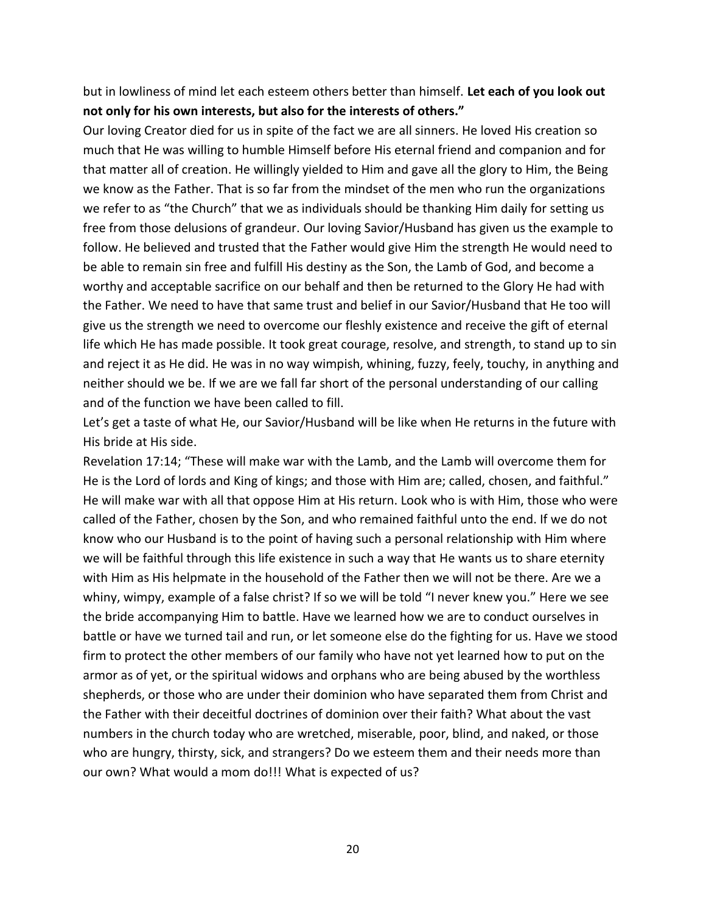but in lowliness of mind let each esteem others better than himself. **Let each of you look out not only for his own interests, but also for the interests of others."**

Our loving Creator died for us in spite of the fact we are all sinners. He loved His creation so much that He was willing to humble Himself before His eternal friend and companion and for that matter all of creation. He willingly yielded to Him and gave all the glory to Him, the Being we know as the Father. That is so far from the mindset of the men who run the organizations we refer to as "the Church" that we as individuals should be thanking Him daily for setting us free from those delusions of grandeur. Our loving Savior/Husband has given us the example to follow. He believed and trusted that the Father would give Him the strength He would need to be able to remain sin free and fulfill His destiny as the Son, the Lamb of God, and become a worthy and acceptable sacrifice on our behalf and then be returned to the Glory He had with the Father. We need to have that same trust and belief in our Savior/Husband that He too will give us the strength we need to overcome our fleshly existence and receive the gift of eternal life which He has made possible. It took great courage, resolve, and strength, to stand up to sin and reject it as He did. He was in no way wimpish, whining, fuzzy, feely, touchy, in anything and neither should we be. If we are we fall far short of the personal understanding of our calling and of the function we have been called to fill.

Let's get a taste of what He, our Savior/Husband will be like when He returns in the future with His bride at His side.

Revelation 17:14; "These will make war with the Lamb, and the Lamb will overcome them for He is the Lord of lords and King of kings; and those with Him are; called, chosen, and faithful." He will make war with all that oppose Him at His return. Look who is with Him, those who were called of the Father, chosen by the Son, and who remained faithful unto the end. If we do not know who our Husband is to the point of having such a personal relationship with Him where we will be faithful through this life existence in such a way that He wants us to share eternity with Him as His helpmate in the household of the Father then we will not be there. Are we a whiny, wimpy, example of a false christ? If so we will be told "I never knew you." Here we see the bride accompanying Him to battle. Have we learned how we are to conduct ourselves in battle or have we turned tail and run, or let someone else do the fighting for us. Have we stood firm to protect the other members of our family who have not yet learned how to put on the armor as of yet, or the spiritual widows and orphans who are being abused by the worthless shepherds, or those who are under their dominion who have separated them from Christ and the Father with their deceitful doctrines of dominion over their faith? What about the vast numbers in the church today who are wretched, miserable, poor, blind, and naked, or those who are hungry, thirsty, sick, and strangers? Do we esteem them and their needs more than our own? What would a mom do!!! What is expected of us?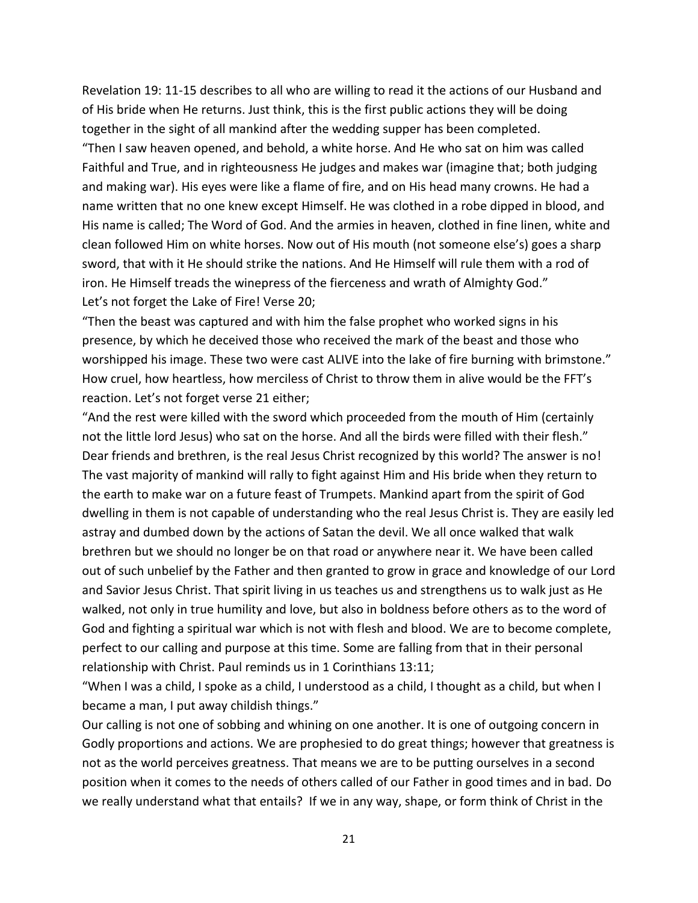Revelation 19: 11-15 describes to all who are willing to read it the actions of our Husband and of His bride when He returns. Just think, this is the first public actions they will be doing together in the sight of all mankind after the wedding supper has been completed.
"Then I saw heaven opened, and behold, a white horse. And He who sat on him was called Faithful and True, and in righteousness He judges and makes war (imagine that; both judging and making war). His eyes were like a flame of fire, and on His head many crowns. He had a name written that no one knew except Himself. He was clothed in a robe dipped in blood, and His name is called; The Word of God. And the armies in heaven, clothed in fine linen, white and clean followed Him on white horses. Now out of His mouth (not someone else's) goes a sharp sword, that with it He should strike the nations. And He Himself will rule them with a rod of iron. He Himself treads the winepress of the fierceness and wrath of Almighty God."
Let's not forget the Lake of Fire! Verse 20;
"Then the beast was captured and with him the false prophet who worked signs in his presence, by which he deceived those who received the mark of the beast and those who worshipped his image. These two were cast ALIVE into the lake of fire burning with brimstone."
How cruel, how heartless, how merciless of Christ to throw them in alive would be the FFT's reaction. Let's not forget verse 21 either;
"And the rest were killed with the sword which proceeded from the mouth of Him (certainly not the little lord Jesus) who sat on the horse. And all the birds were filled with their flesh."
Dear friends and brethren, is the real Jesus Christ recognized by this world? The answer is no! The vast majority of mankind will rally to fight against Him and His bride when they return to the earth to make war on a future feast of Trumpets. Mankind apart from the spirit of God dwelling in them is not capable of understanding who the real Jesus Christ is. They are easily led astray and dumbed down by the actions of Satan the devil. We all once walked that walk brethren but we should no longer be on that road or anywhere near it. We have been called out of such unbelief by the Father and then granted to grow in grace and knowledge of our Lord and Savior Jesus Christ. That spirit living in us teaches us and strengthens us to walk just as He walked, not only in true humility and love, but also in boldness before others as to the word of God and fighting a spiritual war which is not with flesh and blood. We are to become complete, perfect to our calling and purpose at this time. Some are falling from that in their personal relationship with Christ. Paul reminds us in 1 Corinthians 13:11;
"When I was a child, I spoke as a child, I understood as a child, I thought as a child, but when I became a man, I put away childish things."
Our calling is not one of sobbing and whining on one another. It is one of outgoing concern in Godly proportions and actions. We are prophesied to do great things; however that greatness is not as the world perceives greatness. That means we are to be putting ourselves in a second position when it comes to the needs of others called of our Father in good times and in bad. Do we really understand what that entails? If we in any way, shape, or form think of Christ in the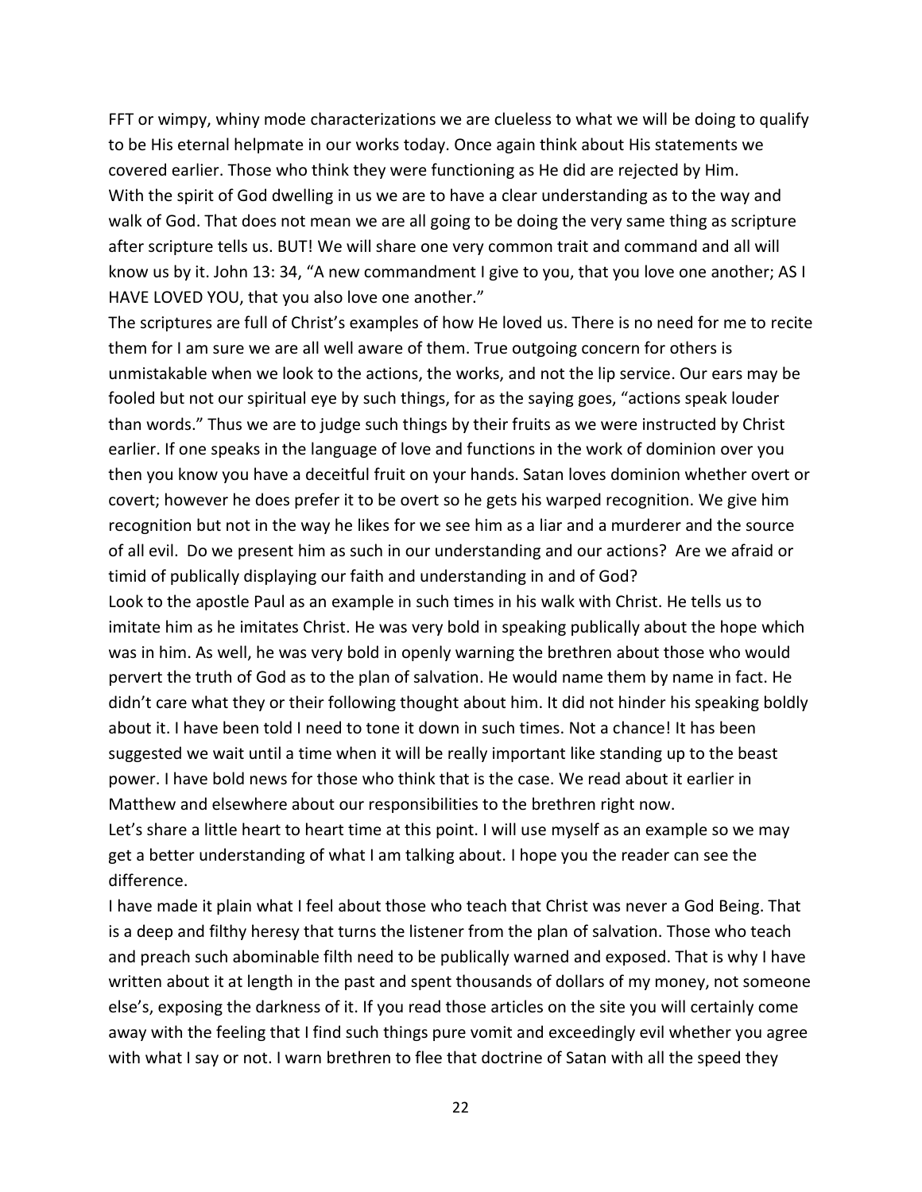FFT or wimpy, whiny mode characterizations we are clueless to what we will be doing to qualify to be His eternal helpmate in our works today. Once again think about His statements we covered earlier. Those who think they were functioning as He did are rejected by Him.

With the spirit of God dwelling in us we are to have a clear understanding as to the way and walk of God. That does not mean we are all going to be doing the very same thing as scripture after scripture tells us. BUT! We will share one very common trait and command and all will know us by it. John 13: 34, "A new commandment I give to you, that you love one another; AS I HAVE LOVED YOU, that you also love one another."

The scriptures are full of Christ's examples of how He loved us. There is no need for me to recite them for I am sure we are all well aware of them. True outgoing concern for others is unmistakable when we look to the actions, the works, and not the lip service. Our ears may be fooled but not our spiritual eye by such things, for as the saying goes, "actions speak louder than words." Thus we are to judge such things by their fruits as we were instructed by Christ earlier. If one speaks in the language of love and functions in the work of dominion over you then you know you have a deceitful fruit on your hands. Satan loves dominion whether overt or covert; however he does prefer it to be overt so he gets his warped recognition. We give him recognition but not in the way he likes for we see him as a liar and a murderer and the source of all evil. Do we present him as such in our understanding and our actions? Are we afraid or timid of publically displaying our faith and understanding in and of God?

Look to the apostle Paul as an example in such times in his walk with Christ. He tells us to imitate him as he imitates Christ. He was very bold in speaking publically about the hope which was in him. As well, he was very bold in openly warning the brethren about those who would pervert the truth of God as to the plan of salvation. He would name them by name in fact. He didn't care what they or their following thought about him. It did not hinder his speaking boldly about it. I have been told I need to tone it down in such times. Not a chance! It has been suggested we wait until a time when it will be really important like standing up to the beast power. I have bold news for those who think that is the case. We read about it earlier in Matthew and elsewhere about our responsibilities to the brethren right now.

Let's share a little heart to heart time at this point. I will use myself as an example so we may get a better understanding of what I am talking about. I hope you the reader can see the difference.

I have made it plain what I feel about those who teach that Christ was never a God Being. That is a deep and filthy heresy that turns the listener from the plan of salvation. Those who teach and preach such abominable filth need to be publically warned and exposed. That is why I have written about it at length in the past and spent thousands of dollars of my money, not someone else's, exposing the darkness of it. If you read those articles on the site you will certainly come away with the feeling that I find such things pure vomit and exceedingly evil whether you agree with what I say or not. I warn brethren to flee that doctrine of Satan with all the speed they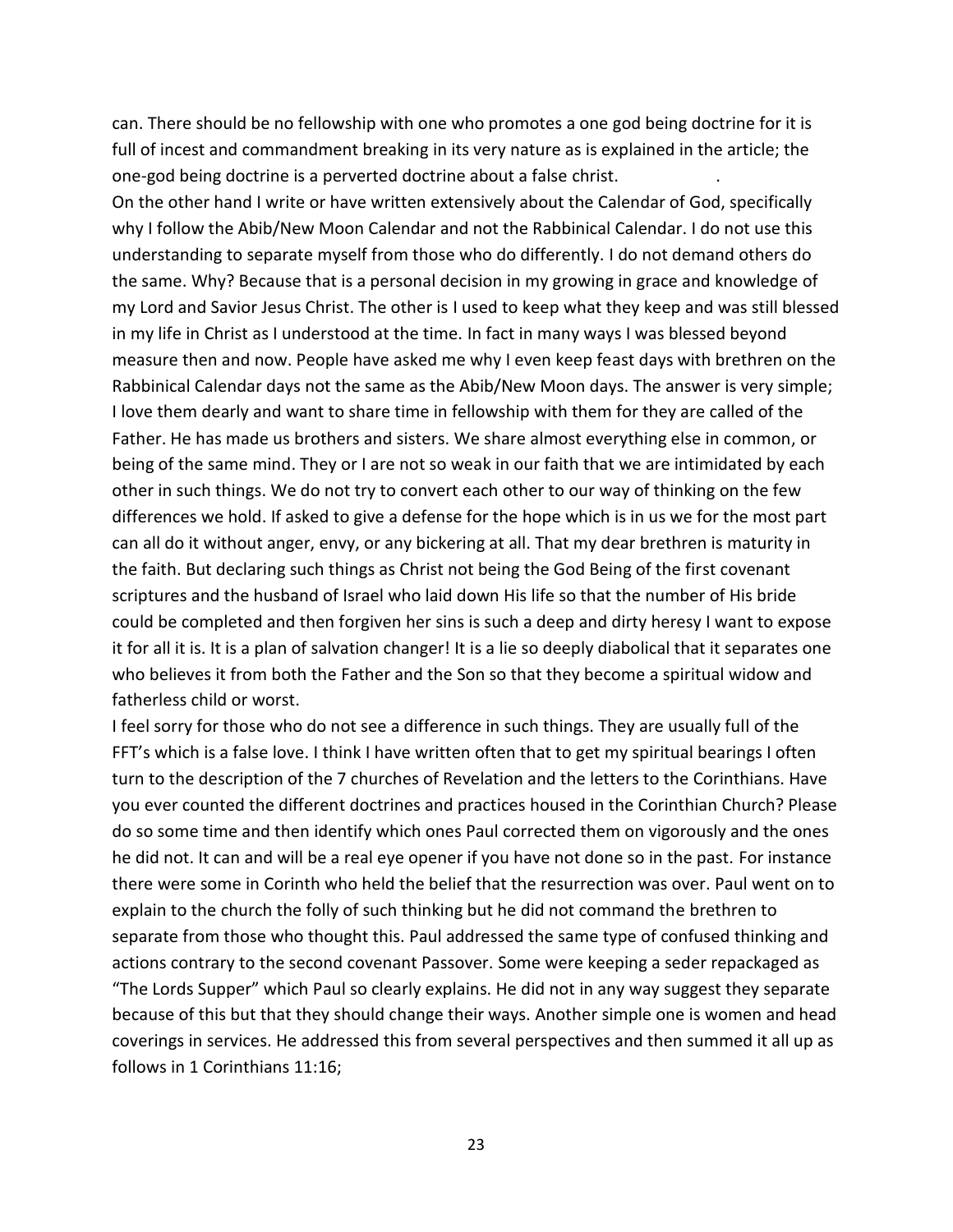can. There should be no fellowship with one who promotes a one god being doctrine for it is full of incest and commandment breaking in its very nature as is explained in the article; the one-god being doctrine is a perverted doctrine about a false christ.

On the other hand I write or have written extensively about the Calendar of God, specifically why I follow the Abib/New Moon Calendar and not the Rabbinical Calendar. I do not use this understanding to separate myself from those who do differently. I do not demand others do the same. Why? Because that is a personal decision in my growing in grace and knowledge of my Lord and Savior Jesus Christ. The other is I used to keep what they keep and was still blessed in my life in Christ as I understood at the time. In fact in many ways I was blessed beyond measure then and now. People have asked me why I even keep feast days with brethren on the Rabbinical Calendar days not the same as the Abib/New Moon days. The answer is very simple; I love them dearly and want to share time in fellowship with them for they are called of the Father. He has made us brothers and sisters. We share almost everything else in common, or being of the same mind. They or I are not so weak in our faith that we are intimidated by each other in such things. We do not try to convert each other to our way of thinking on the few differences we hold. If asked to give a defense for the hope which is in us we for the most part can all do it without anger, envy, or any bickering at all. That my dear brethren is maturity in the faith. But declaring such things as Christ not being the God Being of the first covenant scriptures and the husband of Israel who laid down His life so that the number of His bride could be completed and then forgiven her sins is such a deep and dirty heresy I want to expose it for all it is. It is a plan of salvation changer! It is a lie so deeply diabolical that it separates one who believes it from both the Father and the Son so that they become a spiritual widow and fatherless child or worst.

I feel sorry for those who do not see a difference in such things. They are usually full of the FFT's which is a false love. I think I have written often that to get my spiritual bearings I often turn to the description of the 7 churches of Revelation and the letters to the Corinthians. Have you ever counted the different doctrines and practices housed in the Corinthian Church? Please do so some time and then identify which ones Paul corrected them on vigorously and the ones he did not. It can and will be a real eye opener if you have not done so in the past. For instance there were some in Corinth who held the belief that the resurrection was over. Paul went on to explain to the church the folly of such thinking but he did not command the brethren to separate from those who thought this. Paul addressed the same type of confused thinking and actions contrary to the second covenant Passover. Some were keeping a seder repackaged as "The Lords Supper" which Paul so clearly explains. He did not in any way suggest they separate because of this but that they should change their ways. Another simple one is women and head coverings in services. He addressed this from several perspectives and then summed it all up as follows in 1 Corinthians 11:16;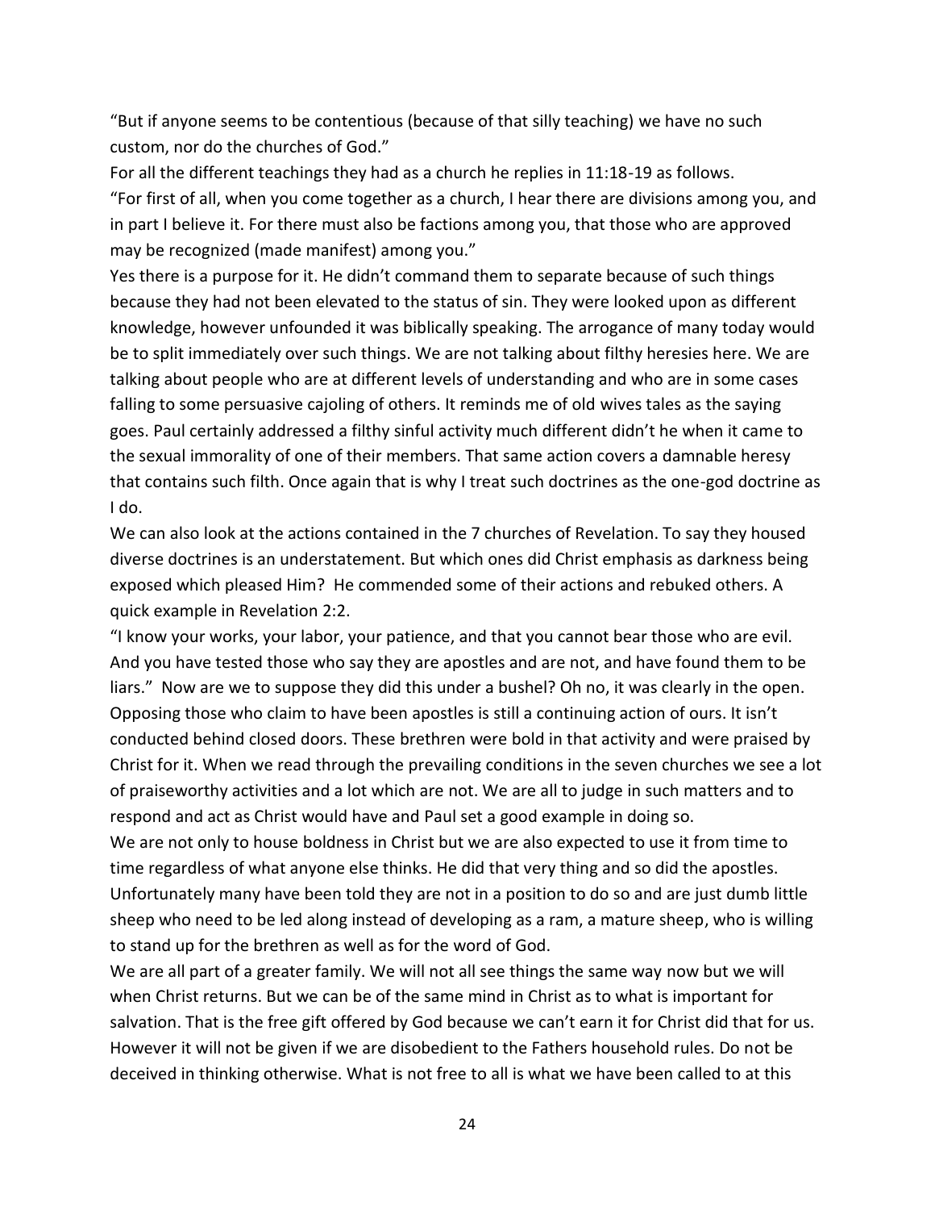"But if anyone seems to be contentious (because of that silly teaching) we have no such custom, nor do the churches of God."

For all the different teachings they had as a church he replies in 11:18-19 as follows.

"For first of all, when you come together as a church, I hear there are divisions among you, and in part I believe it. For there must also be factions among you, that those who are approved may be recognized (made manifest) among you."

Yes there is a purpose for it. He didn't command them to separate because of such things because they had not been elevated to the status of sin. They were looked upon as different knowledge, however unfounded it was biblically speaking. The arrogance of many today would be to split immediately over such things. We are not talking about filthy heresies here. We are talking about people who are at different levels of understanding and who are in some cases falling to some persuasive cajoling of others. It reminds me of old wives tales as the saying goes. Paul certainly addressed a filthy sinful activity much different didn't he when it came to the sexual immorality of one of their members. That same action covers a damnable heresy that contains such filth. Once again that is why I treat such doctrines as the one-god doctrine as I do.

We can also look at the actions contained in the 7 churches of Revelation. To say they housed diverse doctrines is an understatement. But which ones did Christ emphasis as darkness being exposed which pleased Him? He commended some of their actions and rebuked others. A quick example in Revelation 2:2.

"I know your works, your labor, your patience, and that you cannot bear those who are evil. And you have tested those who say they are apostles and are not, and have found them to be liars." Now are we to suppose they did this under a bushel? Oh no, it was clearly in the open. Opposing those who claim to have been apostles is still a continuing action of ours. It isn't conducted behind closed doors. These brethren were bold in that activity and were praised by Christ for it. When we read through the prevailing conditions in the seven churches we see a lot of praiseworthy activities and a lot which are not. We are all to judge in such matters and to respond and act as Christ would have and Paul set a good example in doing so.

We are not only to house boldness in Christ but we are also expected to use it from time to time regardless of what anyone else thinks. He did that very thing and so did the apostles. Unfortunately many have been told they are not in a position to do so and are just dumb little sheep who need to be led along instead of developing as a ram, a mature sheep, who is willing to stand up for the brethren as well as for the word of God.

We are all part of a greater family. We will not all see things the same way now but we will when Christ returns. But we can be of the same mind in Christ as to what is important for salvation. That is the free gift offered by God because we can't earn it for Christ did that for us. However it will not be given if we are disobedient to the Fathers household rules. Do not be deceived in thinking otherwise. What is not free to all is what we have been called to at this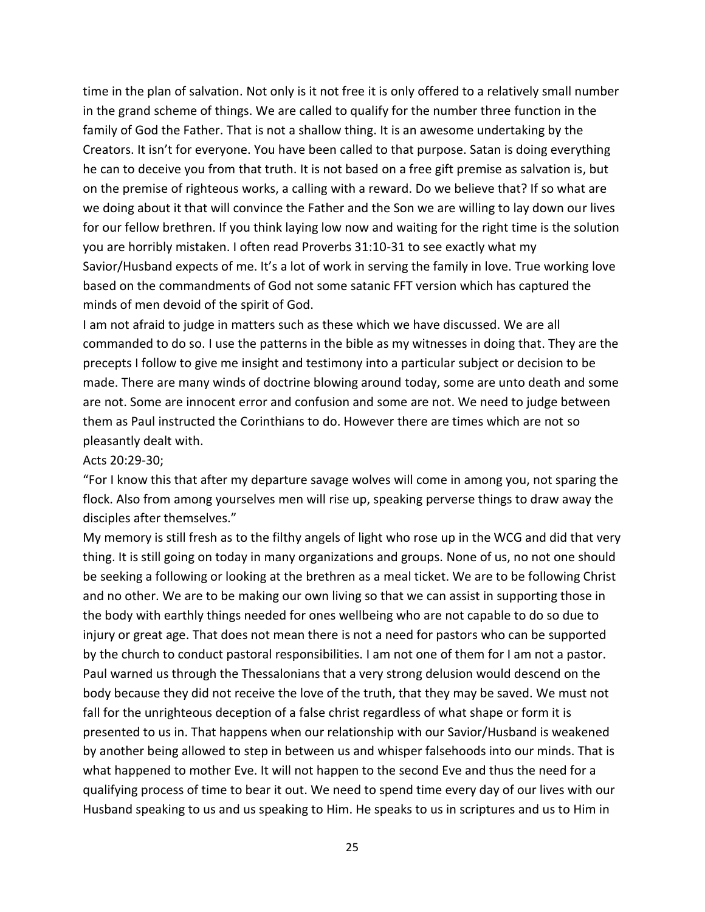time in the plan of salvation. Not only is it not free it is only offered to a relatively small number in the grand scheme of things. We are called to qualify for the number three function in the family of God the Father. That is not a shallow thing. It is an awesome undertaking by the Creators. It isn't for everyone. You have been called to that purpose. Satan is doing everything he can to deceive you from that truth. It is not based on a free gift premise as salvation is, but on the premise of righteous works, a calling with a reward. Do we believe that? If so what are we doing about it that will convince the Father and the Son we are willing to lay down our lives for our fellow brethren. If you think laying low now and waiting for the right time is the solution you are horribly mistaken. I often read Proverbs 31:10-31 to see exactly what my Savior/Husband expects of me. It's a lot of work in serving the family in love. True working love based on the commandments of God not some satanic FFT version which has captured the minds of men devoid of the spirit of God.

I am not afraid to judge in matters such as these which we have discussed. We are all commanded to do so. I use the patterns in the bible as my witnesses in doing that. They are the precepts I follow to give me insight and testimony into a particular subject or decision to be made. There are many winds of doctrine blowing around today, some are unto death and some are not. Some are innocent error and confusion and some are not. We need to judge between them as Paul instructed the Corinthians to do. However there are times which are not so pleasantly dealt with.

Acts 20:29-30;

"For I know this that after my departure savage wolves will come in among you, not sparing the flock. Also from among yourselves men will rise up, speaking perverse things to draw away the disciples after themselves."

My memory is still fresh as to the filthy angels of light who rose up in the WCG and did that very thing. It is still going on today in many organizations and groups. None of us, no not one should be seeking a following or looking at the brethren as a meal ticket. We are to be following Christ and no other. We are to be making our own living so that we can assist in supporting those in the body with earthly things needed for ones wellbeing who are not capable to do so due to injury or great age. That does not mean there is not a need for pastors who can be supported by the church to conduct pastoral responsibilities. I am not one of them for I am not a pastor. Paul warned us through the Thessalonians that a very strong delusion would descend on the body because they did not receive the love of the truth, that they may be saved. We must not fall for the unrighteous deception of a false christ regardless of what shape or form it is presented to us in. That happens when our relationship with our Savior/Husband is weakened by another being allowed to step in between us and whisper falsehoods into our minds. That is what happened to mother Eve. It will not happen to the second Eve and thus the need for a qualifying process of time to bear it out. We need to spend time every day of our lives with our Husband speaking to us and us speaking to Him. He speaks to us in scriptures and us to Him in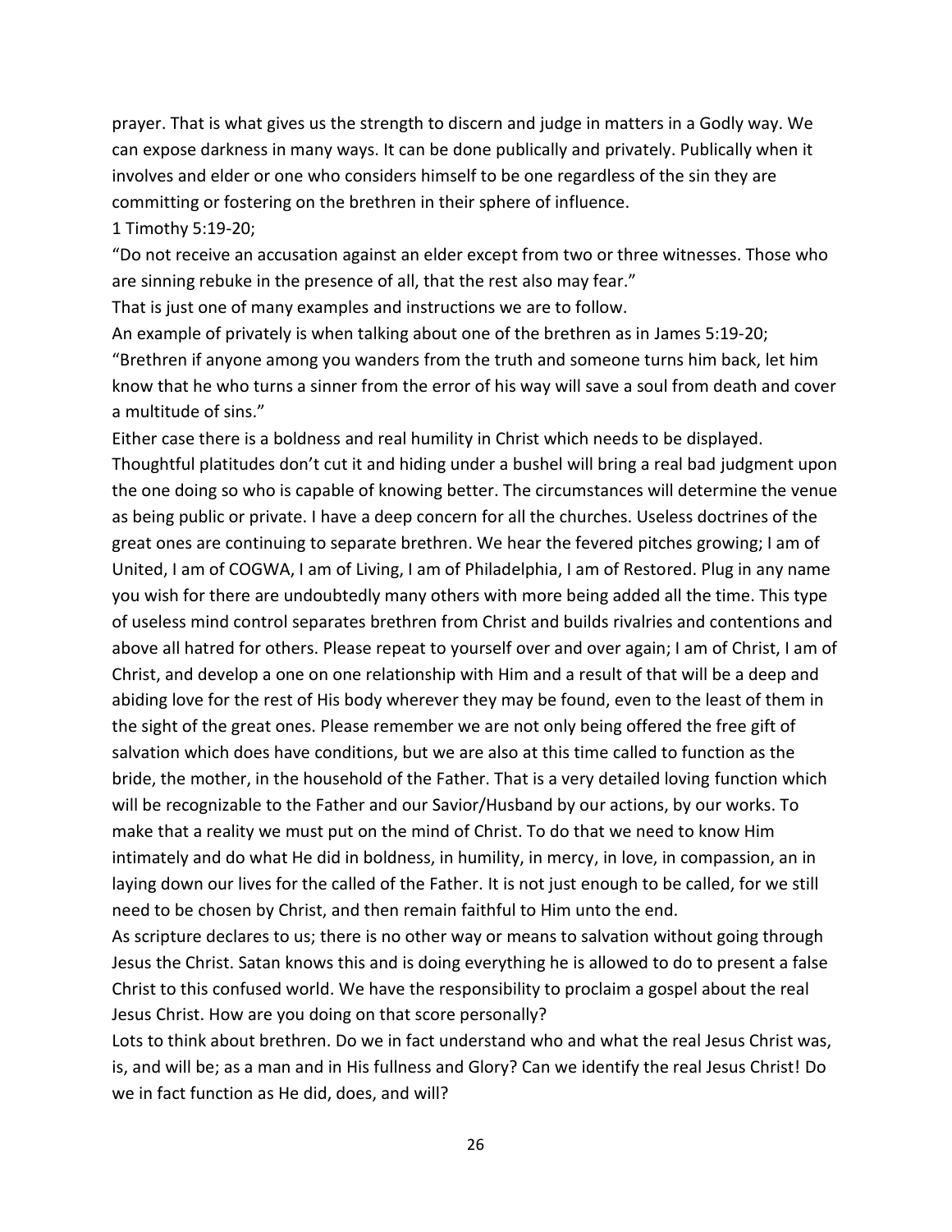prayer. That is what gives us the strength to discern and judge in matters in a Godly way. We can expose darkness in many ways. It can be done publically and privately. Publically when it involves and elder or one who considers himself to be one regardless of the sin they are committing or fostering on the brethren in their sphere of influence.

1 Timothy 5:19-20;

"Do not receive an accusation against an elder except from two or three witnesses. Those who are sinning rebuke in the presence of all, that the rest also may fear."

That is just one of many examples and instructions we are to follow.

An example of privately is when talking about one of the brethren as in James 5:19-20;

"Brethren if anyone among you wanders from the truth and someone turns him back, let him know that he who turns a sinner from the error of his way will save a soul from death and cover a multitude of sins."

Either case there is a boldness and real humility in Christ which needs to be displayed. Thoughtful platitudes don't cut it and hiding under a bushel will bring a real bad judgment upon the one doing so who is capable of knowing better. The circumstances will determine the venue as being public or private. I have a deep concern for all the churches. Useless doctrines of the great ones are continuing to separate brethren. We hear the fevered pitches growing; I am of United, I am of COGWA, I am of Living, I am of Philadelphia, I am of Restored. Plug in any name you wish for there are undoubtedly many others with more being added all the time. This type of useless mind control separates brethren from Christ and builds rivalries and contentions and above all hatred for others. Please repeat to yourself over and over again; I am of Christ, I am of Christ, and develop a one on one relationship with Him and a result of that will be a deep and abiding love for the rest of His body wherever they may be found, even to the least of them in the sight of the great ones. Please remember we are not only being offered the free gift of salvation which does have conditions, but we are also at this time called to function as the bride, the mother, in the household of the Father. That is a very detailed loving function which will be recognizable to the Father and our Savior/Husband by our actions, by our works. To make that a reality we must put on the mind of Christ. To do that we need to know Him intimately and do what He did in boldness, in humility, in mercy, in love, in compassion, an in laying down our lives for the called of the Father. It is not just enough to be called, for we still need to be chosen by Christ, and then remain faithful to Him unto the end.

As scripture declares to us; there is no other way or means to salvation without going through Jesus the Christ. Satan knows this and is doing everything he is allowed to do to present a false Christ to this confused world. We have the responsibility to proclaim a gospel about the real Jesus Christ. How are you doing on that score personally?

Lots to think about brethren. Do we in fact understand who and what the real Jesus Christ was, is, and will be; as a man and in His fullness and Glory? Can we identify the real Jesus Christ! Do we in fact function as He did, does, and will?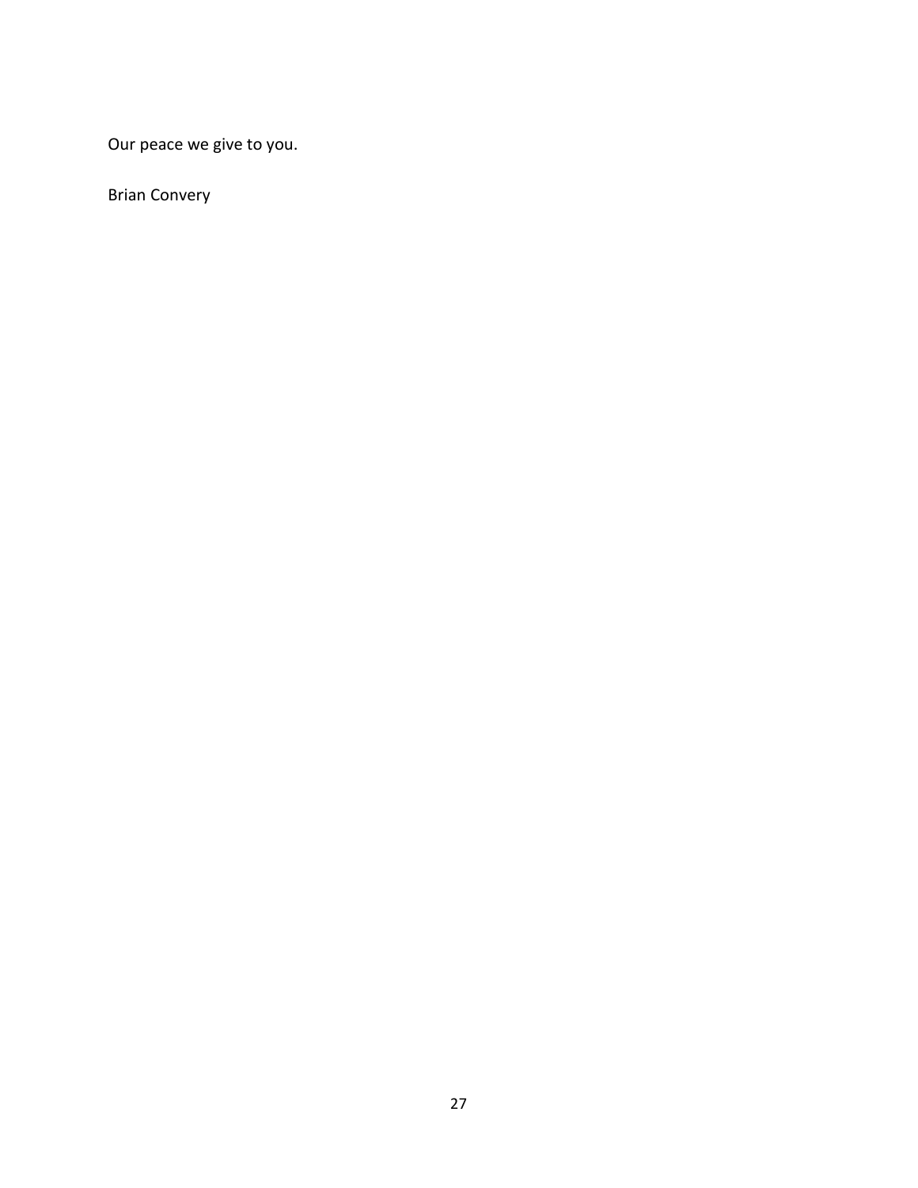Our peace we give to you.

Brian Convery